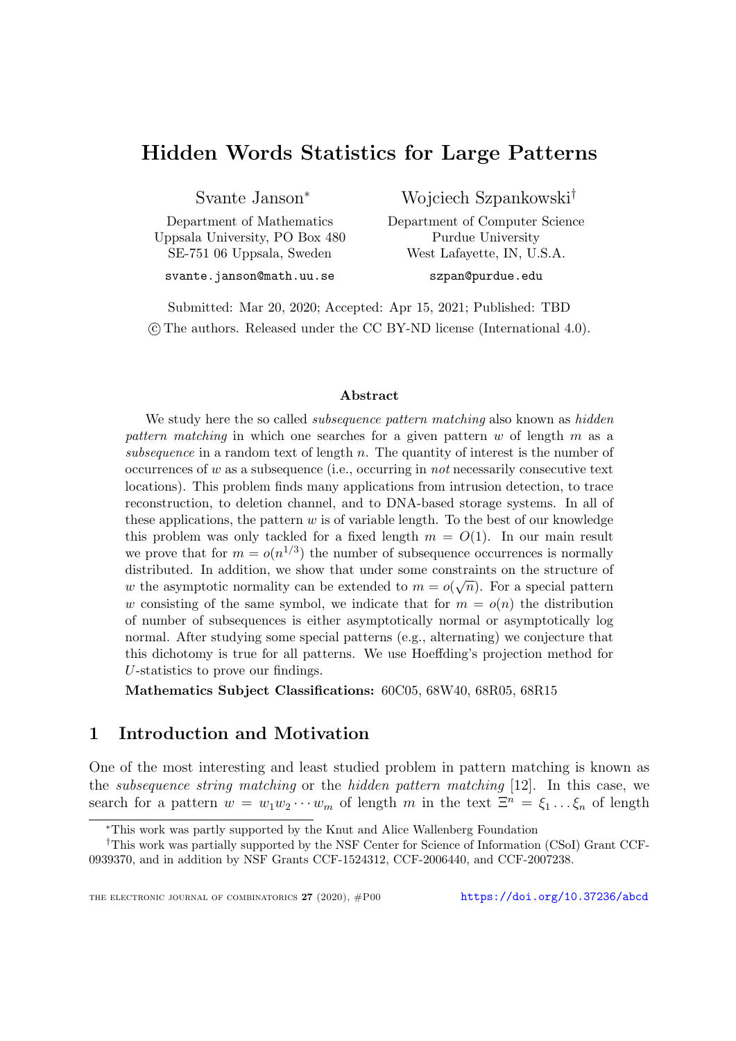# Hidden Words Statistics for Large Patterns

Svante Janson[*]

Department of Mathematics
Uppsala University, PO Box 480
SE-751 06 Uppsala, Sweden

svante.janson@math.uu.se

Wojciech Szpankowski[†]

Department of Computer Science
Purdue University
West Lafayette, IN, U.S.A.

szpan@purdue.edu

Submitted: Mar 20, 2020; Accepted: Apr 15, 2021; Published: TBD
© The authors. Released under the CC BY-ND license (International 4.0).

### Abstract

We study here the so called *subsequence pattern matching* also known as *hidden pattern matching* in which one searches for a given pattern $w$ of length $m$ as a *subsequence* in a random text of length $n$. The quantity of interest is the number of occurrences of $w$ as a subsequence (i.e., occurring in *not* necessarily consecutive text locations). This problem finds many applications from intrusion detection, to trace reconstruction, to deletion channel, and to DNA-based storage systems. In all of these applications, the pattern $w$ is of variable length. To the best of our knowledge this problem was only tackled for a fixed length $m = O(1)$. In our main result we prove that for $m = o(n^{1/3})$ the number of subsequence occurrences is normally distributed. In addition, we show that under some constraints on the structure of $w$ the asymptotic normality can be extended to $m = o(\sqrt{n})$. For a special pattern $w$ consisting of the same symbol, we indicate that for $m = o(n)$ the distribution of number of subsequences is either asymptotically normal or asymptotically log normal. After studying some special patterns (e.g., alternating) we conjecture that this dichotomy is true for all patterns. We use Hoeffding's projection method for $U$-statistics to prove our findings.

**Mathematics Subject Classifications:** 60C05, 68W40, 68R05, 68R15

## 1 Introduction and Motivation

One of the most interesting and least studied problem in pattern matching is known as the *subsequence string matching* or the *hidden pattern matching* [12]. In this case, we search for a pattern $w = w_1 w_2 \cdots w_m$ of length $m$ in the text $\Xi^n = \xi_1 \dots \xi_n$ of length

---

[*] This work was partly supported by the Knut and Alice Wallenberg Foundation

[†] This work was partially supported by the NSF Center for Science of Information (CSoI) Grant CCF-0939370, and in addition by NSF Grants CCF-1524312, CCF-2006440, and CCF-2007238.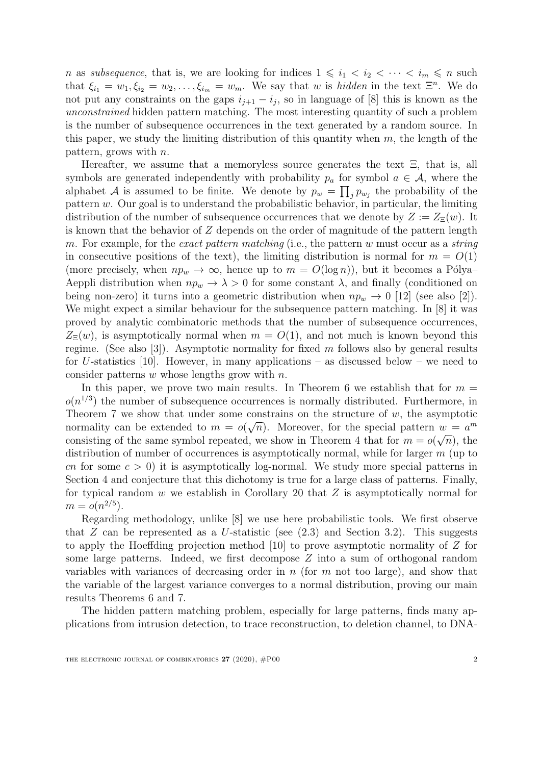$n$ as *subsequence*, that is, we are looking for indices $1 \leqslant i_1 < i_2 < \cdots < i_m \leqslant n$ such that $\xi_{i_1} = w_1, \xi_{i_2} = w_2, \ldots, \xi_{i_m} = w_m$. We say that $w$ is *hidden* in the text $\Xi^n$. We do not put any constraints on the gaps $i_{j+1} - i_j$, so in language of [8] this is known as the *unconstrained* hidden pattern matching. The most interesting quantity of such a problem is the number of subsequence occurrences in the text generated by a random source. In this paper, we study the limiting distribution of this quantity when $m$, the length of the pattern, grows with $n$.

Hereafter, we assume that a memoryless source generates the text $\Xi$, that is, all symbols are generated independently with probability $p_a$ for symbol $a \in \mathcal{A}$, where the alphabet $\mathcal{A}$ is assumed to be finite. We denote by $p_w = \prod_j p_{w_j}$ the probability of the pattern $w$. Our goal is to understand the probabilistic behavior, in particular, the limiting distribution of the number of subsequence occurrences that we denote by $Z := Z_\Xi(w)$. It is known that the behavior of $Z$ depends on the order of magnitude of the pattern length $m$. For example, for the *exact pattern matching* (i.e., the pattern $w$ must occur as a *string* in consecutive positions of the text), the limiting distribution is normal for $m = O(1)$ (more precisely, when $np_w \to \infty$, hence up to $m = O(\log n)$), but it becomes a Pólya–Aeppli distribution when $np_w \to \lambda > 0$ for some constant $\lambda$, and finally (conditioned on being non-zero) it turns into a geometric distribution when $np_w \to 0$ [12] (see also [2]). We might expect a similar behaviour for the subsequence pattern matching. In [8] it was proved by analytic combinatoric methods that the number of subsequence occurrences, $Z_\Xi(w)$, is asymptotically normal when $m = O(1)$, and not much is known beyond this regime. (See also [3]). Asymptotic normality for fixed $m$ follows also by general results for $U$-statistics [10]. However, in many applications – as discussed below – we need to consider patterns $w$ whose lengths grow with $n$.

In this paper, we prove two main results. In Theorem 6 we establish that for $m = o(n^{1/3})$ the number of subsequence occurrences is normally distributed. Furthermore, in Theorem 7 we show that under some constrains on the structure of $w$, the asymptotic normality can be extended to $m = o(\sqrt{n})$. Moreover, for the special pattern $w = a^m$ consisting of the same symbol repeated, we show in Theorem 4 that for $m = o(\sqrt{n})$, the distribution of number of occurrences is asymptotically normal, while for larger $m$ (up to $cn$ for some $c > 0$) it is asymptotically log-normal. We study more special patterns in Section 4 and conjecture that this dichotomy is true for a large class of patterns. Finally, for typical random $w$ we establish in Corollary 20 that $Z$ is asymptotically normal for $m = o(n^{2/5})$.

Regarding methodology, unlike [8] we use here probabilistic tools. We first observe that $Z$ can be represented as a $U$-statistic (see (2.3) and Section 3.2). This suggests to apply the Hoeffding projection method [10] to prove asymptotic normality of $Z$ for some large patterns. Indeed, we first decompose $Z$ into a sum of orthogonal random variables with variances of decreasing order in $n$ (for $m$ not too large), and show that the variable of the largest variance converges to a normal distribution, proving our main results Theorems 6 and 7.

The hidden pattern matching problem, especially for large patterns, finds many applications from intrusion detection, to trace reconstruction, to deletion channel, to DNA-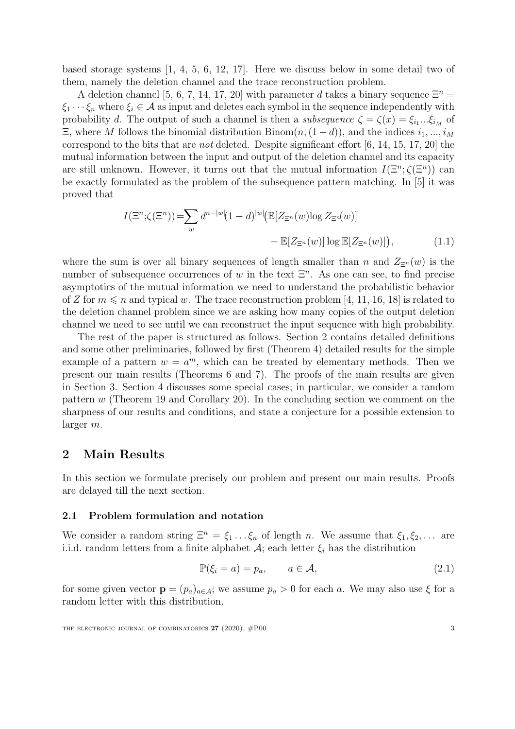based storage systems [1, 4, 5, 6, 12, 17]. Here we discuss below in some detail two of them, namely the deletion channel and the trace reconstruction problem.

A deletion channel [5, 6, 7, 14, 17, 20] with parameter $d$ takes a binary sequence $\Xi^n = \xi_1 \cdots \xi_n$ where $\xi_i \in \mathcal{A}$ as input and deletes each symbol in the sequence independently with probability $d$. The output of such a channel is then a *subsequence* $\zeta = \zeta(x) = \xi_{i_1}...\xi_{i_M}$ of $\Xi$, where $M$ follows the binomial distribution $\mathrm{Binom}(n,(1-d))$, and the indices $i_1,...,i_M$ correspond to the bits that are *not* deleted. Despite significant effort [6, 14, 15, 17, 20] the mutual information between the input and output of the deletion channel and its capacity are still unknown. However, it turns out that the mutual information $I(\Xi^n;\zeta(\Xi^n))$ can be exactly formulated as the problem of the subsequence pattern matching. In [5] it was proved that

$$I(\Xi^n;\zeta(\Xi^n)) = \sum_w d^{n-|w|}(1-d)^{|w|}\big(\mathbb{E}[Z_{\Xi^n}(w)\log Z_{\Xi^n}(w)] - \mathbb{E}[Z_{\Xi^n}(w)]\log \mathbb{E}[Z_{\Xi^n}(w)]\big), \tag{1.1}$$

where the sum is over all binary sequences of length smaller than $n$ and $Z_{\Xi^n}(w)$ is the number of subsequence occurrences of $w$ in the text $\Xi^n$. As one can see, to find precise asymptotics of the mutual information we need to understand the probabilistic behavior of $Z$ for $m \leqslant n$ and typical $w$. The trace reconstruction problem [4, 11, 16, 18] is related to the deletion channel problem since we are asking how many copies of the output deletion channel we need to see until we can reconstruct the input sequence with high probability.

The rest of the paper is structured as follows. Section 2 contains detailed definitions and some other preliminaries, followed by first (Theorem 4) detailed results for the simple example of a pattern $w = a^m$, which can be treated by elementary methods. Then we present our main results (Theorems 6 and 7). The proofs of the main results are given in Section 3. Section 4 discusses some special cases; in particular, we consider a random pattern $w$ (Theorem 19 and Corollary 20). In the concluding section we comment on the sharpness of our results and conditions, and state a conjecture for a possible extension to larger $m$.

## 2 Main Results

In this section we formulate precisely our problem and present our main results. Proofs are delayed till the next section.

### 2.1 Problem formulation and notation

We consider a random string $\Xi^n = \xi_1 \ldots \xi_n$ of length $n$. We assume that $\xi_1, \xi_2, \ldots$ are i.i.d. random letters from a finite alphabet $\mathcal{A}$; each letter $\xi_i$ has the distribution

$$\mathbb{P}(\xi_i = a) = p_a, \qquad a \in \mathcal{A}, \tag{2.1}$$

for some given vector $\mathbf{p} = (p_a)_{a\in\mathcal{A}}$; we assume $p_a > 0$ for each $a$. We may also use $\xi$ for a random letter with this distribution.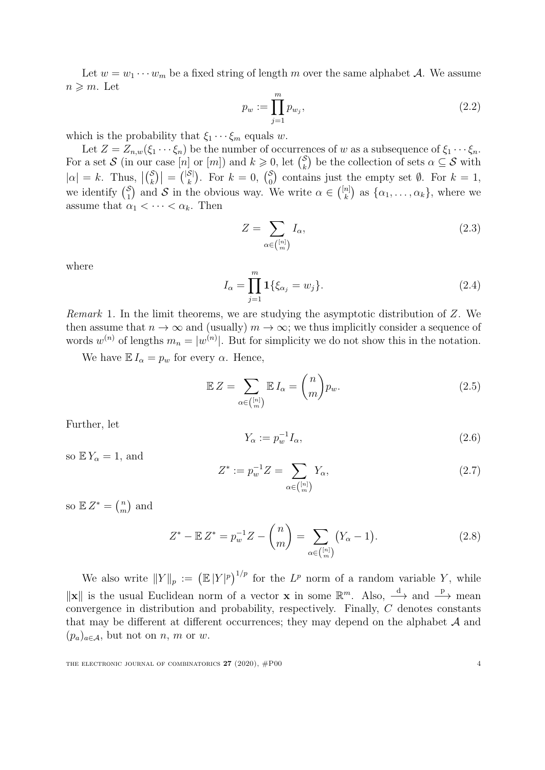Let $w = w_1 \cdots w_m$ be a fixed string of length $m$ over the same alphabet $\mathcal{A}$. We assume $n \geqslant m$. Let

$$p_w := \prod_{j=1}^{m} p_{w_j}, \tag{2.2}$$

which is the probability that $\xi_1 \cdots \xi_m$ equals $w$.

Let $Z = Z_{n,w}(\xi_1 \cdots \xi_n)$ be the number of occurrences of $w$ as a subsequence of $\xi_1 \cdots \xi_n$. For a set $\mathcal{S}$ (in our case $[n]$ or $[m]$) and $k \geqslant 0$, let $\binom{\mathcal{S}}{k}$ be the collection of sets $\alpha \subseteq \mathcal{S}$ with $|\alpha| = k$. Thus, $\left|\binom{\mathcal{S}}{k}\right| = \binom{|\mathcal{S}|}{k}$. For $k = 0$, $\binom{\mathcal{S}}{0}$ contains just the empty set $\emptyset$. For $k = 1$, we identify $\binom{\mathcal{S}}{1}$ and $\mathcal{S}$ in the obvious way. We write $\alpha \in \binom{[n]}{k}$ as $\{\alpha_1, \ldots, \alpha_k\}$, where we assume that $\alpha_1 < \cdots < \alpha_k$. Then

$$Z = \sum_{\alpha \in \binom{[n]}{m}} I_\alpha, \tag{2.3}$$

where

$$I_\alpha = \prod_{j=1}^{m} \mathbf{1}\{\xi_{\alpha_j} = w_j\}. \tag{2.4}$$

*Remark* 1. In the limit theorems, we are studying the asymptotic distribution of $Z$. We then assume that $n \to \infty$ and (usually) $m \to \infty$; we thus implicitly consider a sequence of words $w^{(n)}$ of lengths $m_n = |w^{(n)}|$. But for simplicity we do not show this in the notation.

We have $\mathbb{E}\, I_\alpha = p_w$ for every $\alpha$. Hence,

$$\mathbb{E}\, Z = \sum_{\alpha \in \binom{[n]}{m}} \mathbb{E}\, I_\alpha = \binom{n}{m} p_w. \tag{2.5}$$

Further, let

$$Y_\alpha := p_w^{-1} I_\alpha, \tag{2.6}$$

so $\mathbb{E}\, Y_\alpha = 1$, and

$$Z^* := p_w^{-1} Z = \sum_{\alpha \in \binom{[n]}{m}} Y_\alpha, \tag{2.7}$$

so $\mathbb{E}\, Z^* = \binom{n}{m}$ and

$$Z^* - \mathbb{E}\, Z^* = p_w^{-1} Z - \binom{n}{m} = \sum_{\alpha \in \binom{[n]}{m}} \bigl(Y_\alpha - 1\bigr). \tag{2.8}$$

We also write $\|Y\|_p := \bigl(\mathbb{E}\, |Y|^p\bigr)^{1/p}$ for the $L^p$ norm of a random variable $Y$, while $\|\mathbf{x}\|$ is the usual Euclidean norm of a vector $\mathbf{x}$ in some $\mathbb{R}^m$. Also, $\xrightarrow{\text{d}}$ and $\xrightarrow{\text{p}}$ mean convergence in distribution and probability, respectively. Finally, $C$ denotes constants that may be different at different occurrences; they may depend on the alphabet $\mathcal{A}$ and $(p_a)_{a \in \mathcal{A}}$, but not on $n$, $m$ or $w$.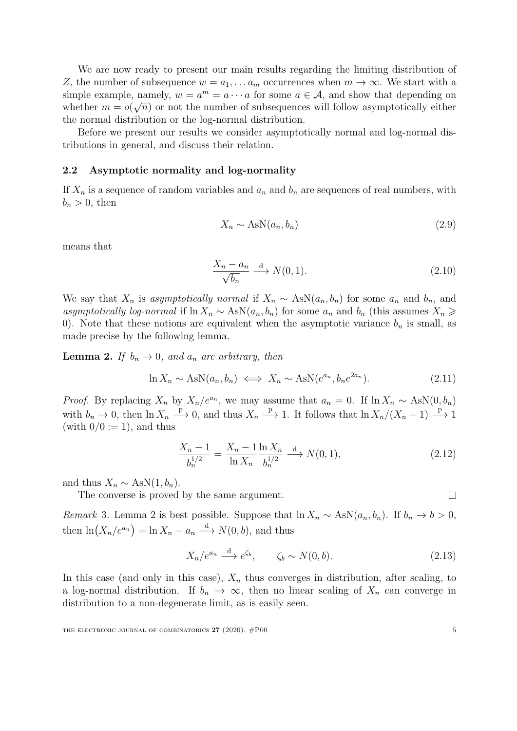We are now ready to present our main results regarding the limiting distribution of $Z$, the number of subsequence $w = a_1, \dots a_m$ occurrences when $m \to \infty$. We start with a simple example, namely, $w = a^m = a \cdots a$ for some $a \in \mathcal{A}$, and show that depending on whether $m = o(\sqrt{n})$ or not the number of subsequences will follow asymptotically either the normal distribution or the log-normal distribution.

Before we present our results we consider asymptotically normal and log-normal distributions in general, and discuss their relation.

### 2.2 Asymptotic normality and log-normality

If $X_n$ is a sequence of random variables and $a_n$ and $b_n$ are sequences of real numbers, with $b_n > 0$, then

$$X_n \sim \mathrm{AsN}(a_n, b_n) \tag{2.9}$$

means that

$$\frac{X_n - a_n}{\sqrt{b_n}} \xrightarrow{\mathrm{d}} N(0, 1). \tag{2.10}$$

We say that $X_n$ is *asymptotically normal* if $X_n \sim \mathrm{AsN}(a_n, b_n)$ for some $a_n$ and $b_n$, and *asymptotically log-normal* if $\ln X_n \sim \mathrm{AsN}(a_n, b_n)$ for some $a_n$ and $b_n$ (this assumes $X_n \geqslant 0$). Note that these notions are equivalent when the asymptotic variance $b_n$ is small, as made precise by the following lemma.

**Lemma 2.** *If $b_n \to 0$, and $a_n$ are arbitrary, then*

$$\ln X_n \sim \mathrm{AsN}(a_n, b_n) \iff X_n \sim \mathrm{AsN}(e^{a_n}, b_n e^{2a_n}). \tag{2.11}$$

*Proof.* By replacing $X_n$ by $X_n/e^{a_n}$, we may assume that $a_n = 0$. If $\ln X_n \sim \mathrm{AsN}(0, b_n)$ with $b_n \to 0$, then $\ln X_n \xrightarrow{\mathrm{p}} 0$, and thus $X_n \xrightarrow{\mathrm{p}} 1$. It follows that $\ln X_n/(X_n - 1) \xrightarrow{\mathrm{p}} 1$ (with $0/0 := 1$), and thus

$$\frac{X_n - 1}{b_n^{1/2}} = \frac{X_n - 1}{\ln X_n} \frac{\ln X_n}{b_n^{1/2}} \xrightarrow{\mathrm{d}} N(0, 1), \tag{2.12}$$

and thus $X_n \sim \mathrm{AsN}(1, b_n)$.

The converse is proved by the same argument. $\square$

*Remark* 3. Lemma 2 is best possible. Suppose that $\ln X_n \sim \mathrm{AsN}(a_n, b_n)$. If $b_n \to b > 0$, then $\ln\bigl(X_n/e^{a_n}\bigr) = \ln X_n - a_n \xrightarrow{\mathrm{d}} N(0, b)$, and thus

$$X_n/e^{a_n} \xrightarrow{\mathrm{d}} e^{\zeta_b}, \qquad \zeta_b \sim N(0, b). \tag{2.13}$$

In this case (and only in this case), $X_n$ thus converges in distribution, after scaling, to a log-normal distribution. If $b_n \to \infty$, then no linear scaling of $X_n$ can converge in distribution to a non-degenerate limit, as is easily seen.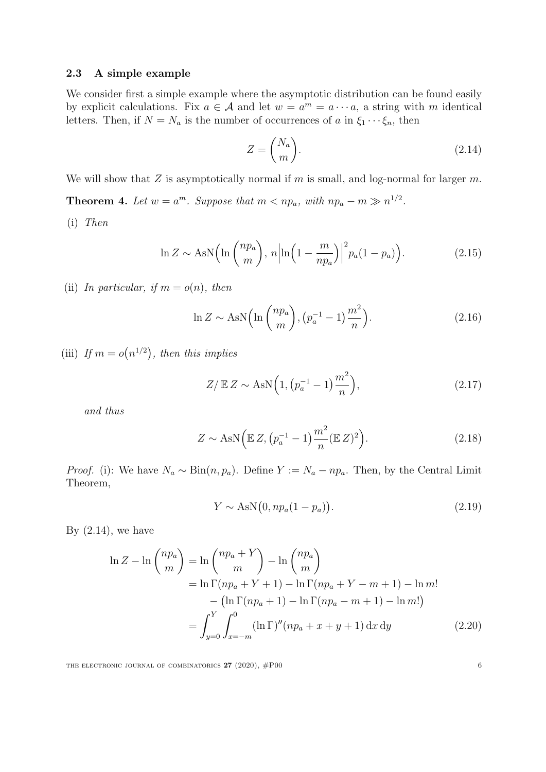### 2.3 A simple example

We consider first a simple example where the asymptotic distribution can be found easily by explicit calculations. Fix $a \in \mathcal{A}$ and let $w = a^m = a \cdots a$, a string with $m$ identical letters. Then, if $N = N_a$ is the number of occurrences of $a$ in $\xi_1 \cdots \xi_n$, then

$$Z = \binom{N_a}{m}. \tag{2.14}$$

We will show that $Z$ is asymptotically normal if $m$ is small, and log-normal for larger $m$.

**Theorem 4.** *Let $w = a^m$. Suppose that $m < np_a$, with $np_a - m \gg n^{1/2}$.*

(i) *Then*

$$\ln Z \sim \operatorname{AsN}\Bigl(\ln \binom{np_a}{m},\, n\Bigl|\ln\Bigl(1 - \frac{m}{np_a}\Bigr)\Bigr|^2 p_a(1-p_a)\Bigr). \tag{2.15}$$

(ii) *In particular, if $m = o(n)$, then*

$$\ln Z \sim \operatorname{AsN}\Bigl(\ln \binom{np_a}{m}, \bigl(p_a^{-1} - 1\bigr)\frac{m^2}{n}\Bigr). \tag{2.16}$$

(iii) *If $m = o\bigl(n^{1/2}\bigr)$, then this implies*

$$Z/\operatorname{\mathbb{E}} Z \sim \operatorname{AsN}\Bigl(1, \bigl(p_a^{-1} - 1\bigr)\frac{m^2}{n}\Bigr), \tag{2.17}$$

*and thus*

$$Z \sim \operatorname{AsN}\Bigl(\operatorname{\mathbb{E}} Z, \bigl(p_a^{-1} - 1\bigr)\frac{m^2}{n}(\operatorname{\mathbb{E}} Z)^2\Bigr). \tag{2.18}$$

*Proof.* (i): We have $N_a \sim \operatorname{Bin}(n, p_a)$. Define $Y := N_a - np_a$. Then, by the Central Limit Theorem,

$$Y \sim \operatorname{AsN}\bigl(0, np_a(1-p_a)\bigr). \tag{2.19}$$

By (2.14), we have

$$\begin{aligned}
\ln Z - \ln \binom{np_a}{m} &= \ln \binom{np_a + Y}{m} - \ln \binom{np_a}{m} \\
&= \ln \Gamma(np_a + Y + 1) - \ln \Gamma(np_a + Y - m + 1) - \ln m! \\
&\quad - \bigl(\ln \Gamma(np_a + 1) - \ln \Gamma(np_a - m + 1) - \ln m!\bigr) \\
&= \int_{y=0}^{Y} \int_{x=-m}^{0} (\ln \Gamma)''(np_a + x + y + 1)\,\mathrm{d}x\,\mathrm{d}y
\end{aligned} \tag{2.20}$$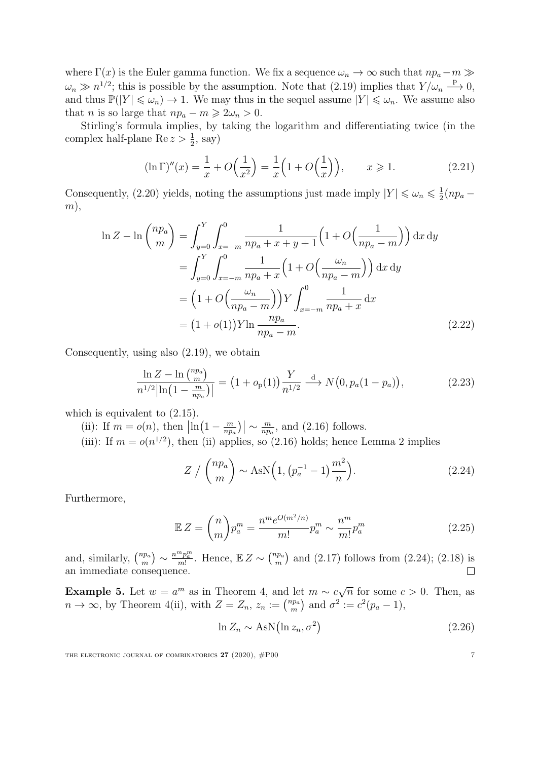where $\Gamma(x)$ is the Euler gamma function. We fix a sequence $\omega_n \to \infty$ such that $np_a - m \gg \omega_n \gg n^{1/2}$; this is possible by the assumption. Note that (2.19) implies that $Y/\omega_n \xrightarrow{\text{p}} 0$, and thus $\mathbb{P}(|Y| \leqslant \omega_n) \to 1$. We may thus in the sequel assume $|Y| \leqslant \omega_n$. We assume also that $n$ is so large that $np_a - m \geqslant 2\omega_n > 0$.

Stirling's formula implies, by taking the logarithm and differentiating twice (in the complex half-plane $\operatorname{Re} z > \frac{1}{2}$, say)

$$(\ln \Gamma)''(x) = \frac{1}{x} + O\Big(\frac{1}{x^2}\Big) = \frac{1}{x}\Big(1 + O\Big(\frac{1}{x}\Big)\Big), \qquad x \geqslant 1. \tag{2.21}$$

Consequently, (2.20) yields, noting the assumptions just made imply $|Y| \leqslant \omega_n \leqslant \frac{1}{2}(np_a - m)$,

$$\begin{aligned}
\ln Z - \ln \binom{np_a}{m} &= \int_{y=0}^{Y} \int_{x=-m}^{0} \frac{1}{np_a + x + y + 1}\Big(1 + O\Big(\frac{1}{np_a - m}\Big)\Big)\,\mathrm{d}x\,\mathrm{d}y \\
&= \int_{y=0}^{Y} \int_{x=-m}^{0} \frac{1}{np_a + x}\Big(1 + O\Big(\frac{\omega_n}{np_a - m}\Big)\Big)\,\mathrm{d}x\,\mathrm{d}y \\
&= \Big(1 + O\Big(\frac{\omega_n}{np_a - m}\Big)\Big) Y \int_{x=-m}^{0} \frac{1}{np_a + x}\,\mathrm{d}x \\
&= \big(1 + o(1)\big) Y \ln \frac{np_a}{np_a - m}.
\end{aligned} \tag{2.22}$$

Consequently, using also (2.19), we obtain

$$\frac{\ln Z - \ln \binom{np_a}{m}}{n^{1/2}\big|\ln\big(1 - \frac{m}{np_a}\big)\big|} = \big(1 + o_{\mathrm{p}}(1)\big)\frac{Y}{n^{1/2}} \xrightarrow{\text{d}} N\big(0, p_a(1 - p_a)\big), \tag{2.23}$$

which is equivalent to (2.15).

(ii): If $m = o(n)$, then $\big|\ln\big(1 - \frac{m}{np_a}\big)\big| \sim \frac{m}{np_a}$, and (2.16) follows.

(iii): If $m = o(n^{1/2})$, then (ii) applies, so (2.16) holds; hence Lemma 2 implies

$$Z \Big/ \binom{np_a}{m} \sim \operatorname{AsN}\Big(1, \big(p_a^{-1} - 1\big)\frac{m^2}{n}\Big). \tag{2.24}$$

Furthermore,

$$\mathbb{E}\,Z = \binom{n}{m} p_a^m = \frac{n^m e^{O(m^2/n)}}{m!} p_a^m \sim \frac{n^m}{m!} p_a^m \tag{2.25}$$

and, similarly, $\binom{np_a}{m} \sim \frac{n^m p_a^m}{m!}$. Hence, $\mathbb{E}\,Z \sim \binom{np_a}{m}$ and (2.17) follows from (2.24); (2.18) is an immediate consequence. $\square$

**Example 5.** Let $w = a^m$ as in Theorem 4, and let $m \sim c\sqrt{n}$ for some $c > 0$. Then, as $n \to \infty$, by Theorem 4(ii), with $Z = Z_n$, $z_n := \binom{np_a}{m}$ and $\sigma^2 := c^2(p_a - 1)$,

$$\ln Z_n \sim \operatorname{AsN}\big(\ln z_n, \sigma^2\big) \tag{2.26}$$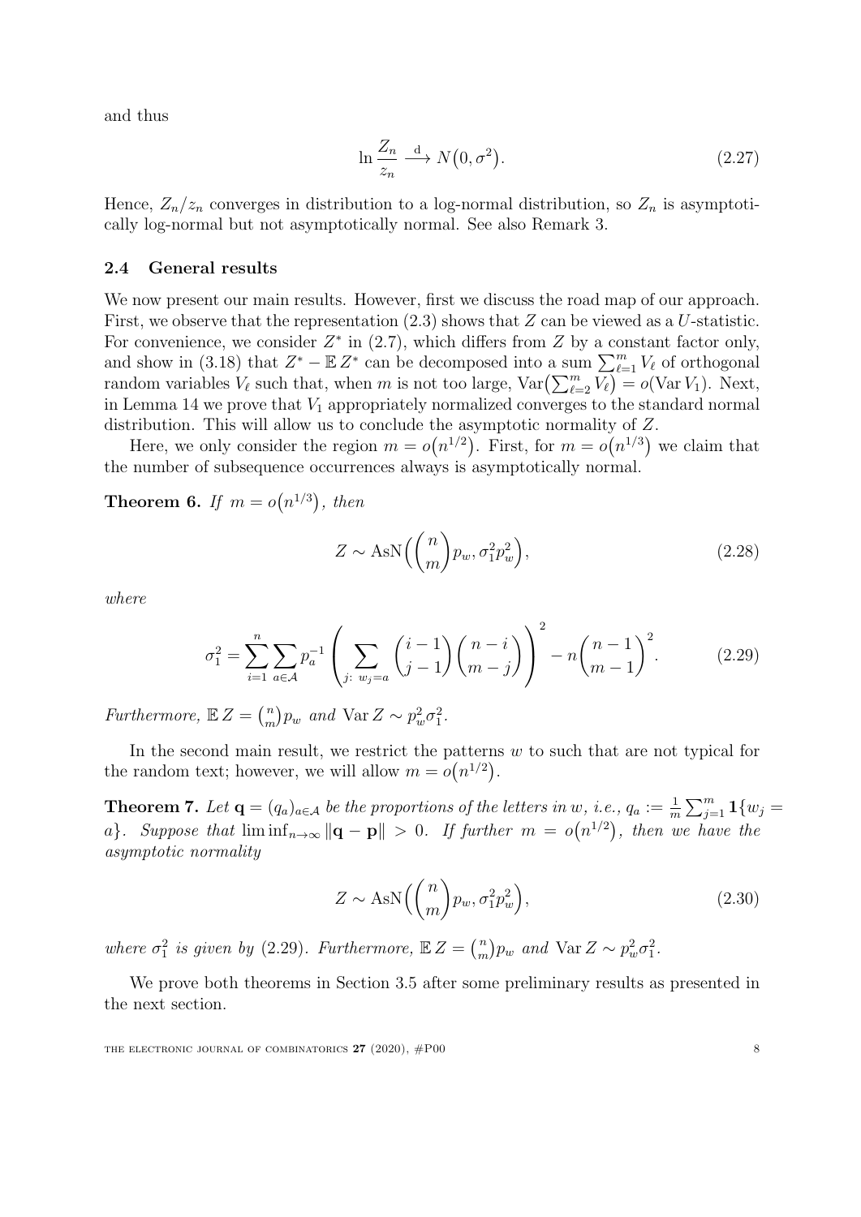and thus

$$\ln \frac{Z_n}{z_n} \xrightarrow{\mathrm{d}} N\big(0, \sigma^2\big). \tag{2.27}$$

Hence, $Z_n/z_n$ converges in distribution to a log-normal distribution, so $Z_n$ is asymptotically log-normal but not asymptotically normal. See also Remark 3.

### 2.4 General results

We now present our main results. However, first we discuss the road map of our approach. First, we observe that the representation (2.3) shows that $Z$ can be viewed as a $U$-statistic. For convenience, we consider $Z^*$ in (2.7), which differs from $Z$ by a constant factor only, and show in (3.18) that $Z^* - \mathbb{E}\, Z^*$ can be decomposed into a sum $\sum_{\ell=1}^m V_\ell$ of orthogonal random variables $V_\ell$ such that, when $m$ is not too large, $\operatorname{Var}\big(\sum_{\ell=2}^m V_\ell\big) = o(\operatorname{Var} V_1)$. Next, in Lemma 14 we prove that $V_1$ appropriately normalized converges to the standard normal distribution. This will allow us to conclude the asymptotic normality of $Z$.

Here, we only consider the region $m = o\big(n^{1/2}\big)$. First, for $m = o\big(n^{1/3}\big)$ we claim that the number of subsequence occurrences always is asymptotically normal.

**Theorem 6.** *If* $m = o\big(n^{1/3}\big)$*, then*

$$Z \sim \operatorname{AsN}\Big(\binom{n}{m} p_w, \sigma_1^2 p_w^2\Big), \tag{2.28}$$

*where*

$$\sigma_1^2 = \sum_{i=1}^n \sum_{a \in \mathcal{A}} p_a^{-1} \left( \sum_{j:\ w_j = a} \binom{i-1}{j-1}\binom{n-i}{m-j} \right)^2 - n\binom{n-1}{m-1}^2. \tag{2.29}$$

*Furthermore,* $\mathbb{E}\, Z = \binom{n}{m} p_w$ *and* $\operatorname{Var} Z \sim p_w^2 \sigma_1^2$.

In the second main result, we restrict the patterns $w$ to such that are not typical for the random text; however, we will allow $m = o\big(n^{1/2}\big)$.

**Theorem 7.** *Let* $\mathbf{q} = (q_a)_{a \in \mathcal{A}}$ *be the proportions of the letters in* $w$*, i.e.,* $q_a := \frac{1}{m}\sum_{j=1}^m \mathbf{1}\{w_j = a\}$*. Suppose that* $\liminf_{n\to\infty} \|\mathbf{q} - \mathbf{p}\| > 0$*. If further* $m = o\big(n^{1/2}\big)$*, then we have the asymptotic normality*

$$Z \sim \operatorname{AsN}\Big(\binom{n}{m} p_w, \sigma_1^2 p_w^2\Big), \tag{2.30}$$

*where* $\sigma_1^2$ *is given by (2.29). Furthermore,* $\mathbb{E}\, Z = \binom{n}{m} p_w$ *and* $\operatorname{Var} Z \sim p_w^2 \sigma_1^2$.

We prove both theorems in Section 3.5 after some preliminary results as presented in the next section.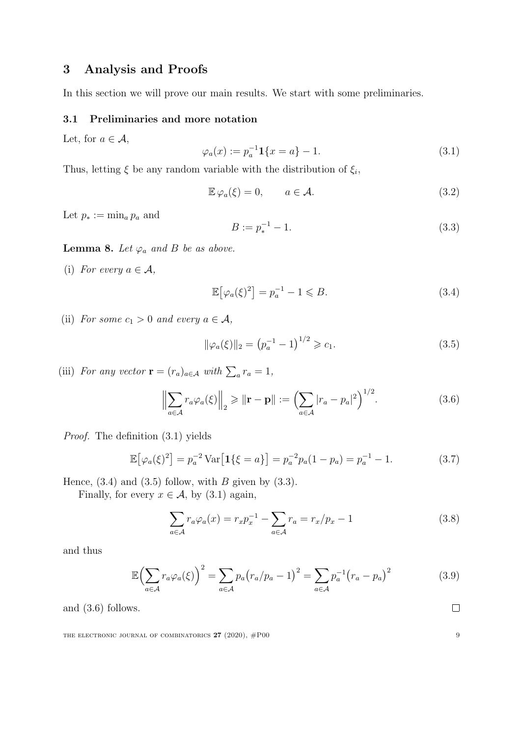## 3 Analysis and Proofs

In this section we will prove our main results. We start with some preliminaries.

### 3.1 Preliminaries and more notation

Let, for $a \in \mathcal{A}$,

$$\varphi_a(x) := p_a^{-1}\mathbf{1}\{x = a\} - 1. \tag{3.1}$$

Thus, letting $\xi$ be any random variable with the distribution of $\xi_i$,

$$\mathbb{E}\,\varphi_a(\xi) = 0, \qquad a \in \mathcal{A}. \tag{3.2}$$

Let $p_* := \min_a p_a$ and

$$B := p_*^{-1} - 1. \tag{3.3}$$

**Lemma 8.** *Let $\varphi_a$ and $B$ be as above.*

(i) *For every $a \in \mathcal{A}$,*

$$\mathbb{E}\big[\varphi_a(\xi)^2\big] = p_a^{-1} - 1 \leqslant B. \tag{3.4}$$

(ii) *For some $c_1 > 0$ and every $a \in \mathcal{A}$,*

$$\|\varphi_a(\xi)\|_2 = \big(p_a^{-1} - 1\big)^{1/2} \geqslant c_1. \tag{3.5}$$

(iii) *For any vector $\mathbf{r} = (r_a)_{a\in\mathcal{A}}$ with $\sum_a r_a = 1$,*

$$\Big\|\sum_{a\in\mathcal{A}} r_a\varphi_a(\xi)\Big\|_2 \geqslant \|\mathbf{r} - \mathbf{p}\| := \Big(\sum_{a\in\mathcal{A}} |r_a - p_a|^2\Big)^{1/2}. \tag{3.6}$$

*Proof.* The definition (3.1) yields

$$\mathbb{E}\big[\varphi_a(\xi)^2\big] = p_a^{-2}\operatorname{Var}\big[\mathbf{1}\{\xi = a\}\big] = p_a^{-2}p_a(1-p_a) = p_a^{-1} - 1. \tag{3.7}$$

Hence, (3.4) and (3.5) follow, with $B$ given by (3.3).

Finally, for every $x \in \mathcal{A}$, by (3.1) again,

$$\sum_{a\in\mathcal{A}} r_a\varphi_a(x) = r_x p_x^{-1} - \sum_{a\in\mathcal{A}} r_a = r_x/p_x - 1 \tag{3.8}$$

and thus

$$\mathbb{E}\Big(\sum_{a\in\mathcal{A}} r_a\varphi_a(\xi)\Big)^2 = \sum_{a\in\mathcal{A}} p_a\big(r_a/p_a - 1\big)^2 = \sum_{a\in\mathcal{A}} p_a^{-1}\big(r_a - p_a\big)^2 \tag{3.9}$$

and (3.6) follows. $\square$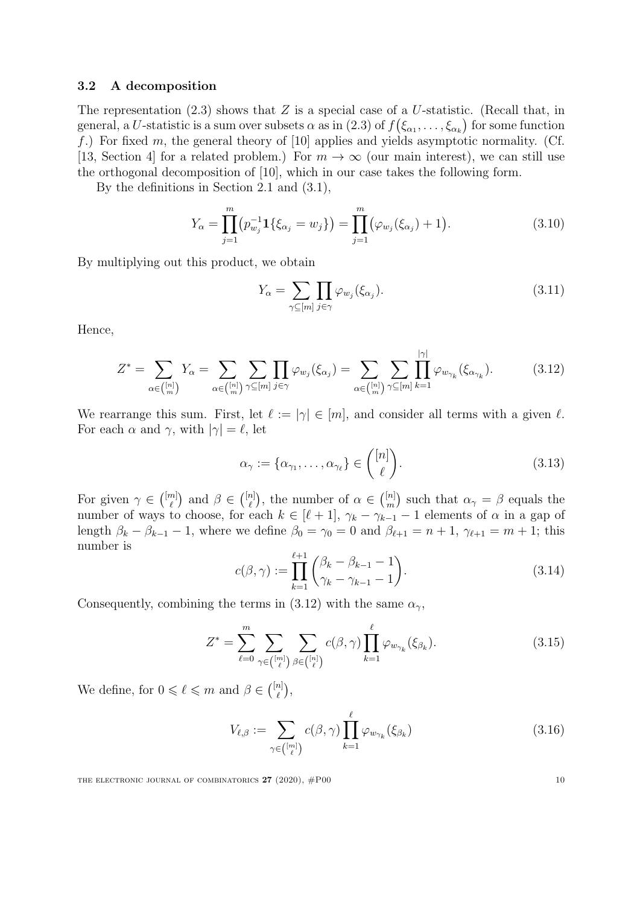### 3.2 A decomposition

The representation (2.3) shows that $Z$ is a special case of a $U$-statistic. (Recall that, in general, a $U$-statistic is a sum over subsets $\alpha$ as in (2.3) of $f(\xi_{\alpha_1}, \dots, \xi_{\alpha_k})$ for some function $f$.) For fixed $m$, the general theory of [10] applies and yields asymptotic normality. (Cf. [13, Section 4] for a related problem.) For $m \to \infty$ (our main interest), we can still use the orthogonal decomposition of [10], which in our case takes the following form.

By the definitions in Section 2.1 and (3.1),

$$Y_\alpha = \prod_{j=1}^{m} \bigl(p_{w_j}^{-1} \mathbf{1}\{\xi_{\alpha_j} = w_j\}\bigr) = \prod_{j=1}^{m} \bigl(\varphi_{w_j}(\xi_{\alpha_j}) + 1\bigr). \tag{3.10}$$

By multiplying out this product, we obtain

$$Y_\alpha = \sum_{\gamma \subseteq [m]} \prod_{j \in \gamma} \varphi_{w_j}(\xi_{\alpha_j}). \tag{3.11}$$

Hence,

$$Z^* = \sum_{\alpha \in \binom{[n]}{m}} Y_\alpha = \sum_{\alpha \in \binom{[n]}{m}} \sum_{\gamma \subseteq [m]} \prod_{j \in \gamma} \varphi_{w_j}(\xi_{\alpha_j}) = \sum_{\alpha \in \binom{[n]}{m}} \sum_{\gamma \subseteq [m]} \prod_{k=1}^{|\gamma|} \varphi_{w_{\gamma_k}}(\xi_{\alpha_{\gamma_k}}). \tag{3.12}$$

We rearrange this sum. First, let $\ell := |\gamma| \in [m]$, and consider all terms with a given $\ell$. For each $\alpha$ and $\gamma$, with $|\gamma| = \ell$, let

$$\alpha_\gamma := \{\alpha_{\gamma_1}, \dots, \alpha_{\gamma_\ell}\} \in \binom{[n]}{\ell}. \tag{3.13}$$

For given $\gamma \in \binom{[m]}{\ell}$ and $\beta \in \binom{[n]}{\ell}$, the number of $\alpha \in \binom{[n]}{m}$ such that $\alpha_\gamma = \beta$ equals the number of ways to choose, for each $k \in [\ell+1]$, $\gamma_k - \gamma_{k-1} - 1$ elements of $\alpha$ in a gap of length $\beta_k - \beta_{k-1} - 1$, where we define $\beta_0 = \gamma_0 = 0$ and $\beta_{\ell+1} = n+1$, $\gamma_{\ell+1} = m+1$; this number is

$$c(\beta, \gamma) := \prod_{k=1}^{\ell+1} \binom{\beta_k - \beta_{k-1} - 1}{\gamma_k - \gamma_{k-1} - 1}. \tag{3.14}$$

Consequently, combining the terms in (3.12) with the same $\alpha_\gamma$,

$$Z^* = \sum_{\ell=0}^{m} \sum_{\gamma \in \binom{[m]}{\ell}} \sum_{\beta \in \binom{[n]}{\ell}} c(\beta, \gamma) \prod_{k=1}^{\ell} \varphi_{w_{\gamma_k}}(\xi_{\beta_k}). \tag{3.15}$$

We define, for $0 \leqslant \ell \leqslant m$ and $\beta \in \binom{[n]}{\ell}$,

$$V_{\ell,\beta} := \sum_{\gamma \in \binom{[m]}{\ell}} c(\beta, \gamma) \prod_{k=1}^{\ell} \varphi_{w_{\gamma_k}}(\xi_{\beta_k}) \tag{3.16}$$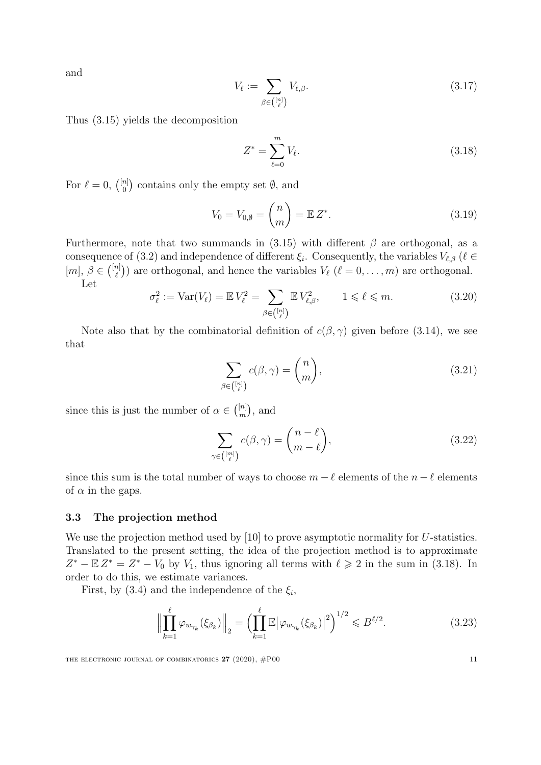and

$$V_\ell := \sum_{\beta \in \binom{[n]}{\ell}} V_{\ell,\beta}. \tag{3.17}$$

Thus (3.15) yields the decomposition

$$Z^* = \sum_{\ell=0}^{m} V_\ell. \tag{3.18}$$

For $\ell = 0$, $\binom{[n]}{0}$ contains only the empty set $\emptyset$, and

$$V_0 = V_{0,\emptyset} = \binom{n}{m} = \mathbb{E}\, Z^*. \tag{3.19}$$

Furthermore, note that two summands in (3.15) with different $\beta$ are orthogonal, as a consequence of (3.2) and independence of different $\xi_i$. Consequently, the variables $V_{\ell,\beta}$ ($\ell \in [m]$, $\beta \in \binom{[n]}{\ell}$) are orthogonal, and hence the variables $V_\ell$ ($\ell = 0, \dots, m$) are orthogonal.

Let

$$\sigma_\ell^2 := \operatorname{Var}(V_\ell) = \mathbb{E}\, V_\ell^2 = \sum_{\beta \in \binom{[n]}{\ell}} \mathbb{E}\, V_{\ell,\beta}^2, \qquad 1 \leqslant \ell \leqslant m. \tag{3.20}$$

Note also that by the combinatorial definition of $c(\beta, \gamma)$ given before (3.14), we see that

$$\sum_{\beta \in \binom{[n]}{\ell}} c(\beta, \gamma) = \binom{n}{m}, \tag{3.21}$$

since this is just the number of $\alpha \in \binom{[n]}{m}$, and

$$\sum_{\gamma \in \binom{[m]}{\ell}} c(\beta, \gamma) = \binom{n-\ell}{m-\ell}, \tag{3.22}$$

since this sum is the total number of ways to choose $m - \ell$ elements of the $n - \ell$ elements of $\alpha$ in the gaps.

### 3.3 The projection method

We use the projection method used by [10] to prove asymptotic normality for $U$-statistics. Translated to the present setting, the idea of the projection method is to approximate $Z^* - \mathbb{E}\, Z^* = Z^* - V_0$ by $V_1$, thus ignoring all terms with $\ell \geqslant 2$ in the sum in (3.18). In order to do this, we estimate variances.

First, by (3.4) and the independence of the $\xi_i$,

$$\Bigl\| \prod_{k=1}^{\ell} \varphi_{w_{\gamma_k}}(\xi_{\beta_k}) \Bigr\|_2 = \Bigl( \prod_{k=1}^{\ell} \mathbb{E} \bigl| \varphi_{w_{\gamma_k}}(\xi_{\beta_k}) \bigr|^2 \Bigr)^{1/2} \leqslant B^{\ell/2}. \tag{3.23}$$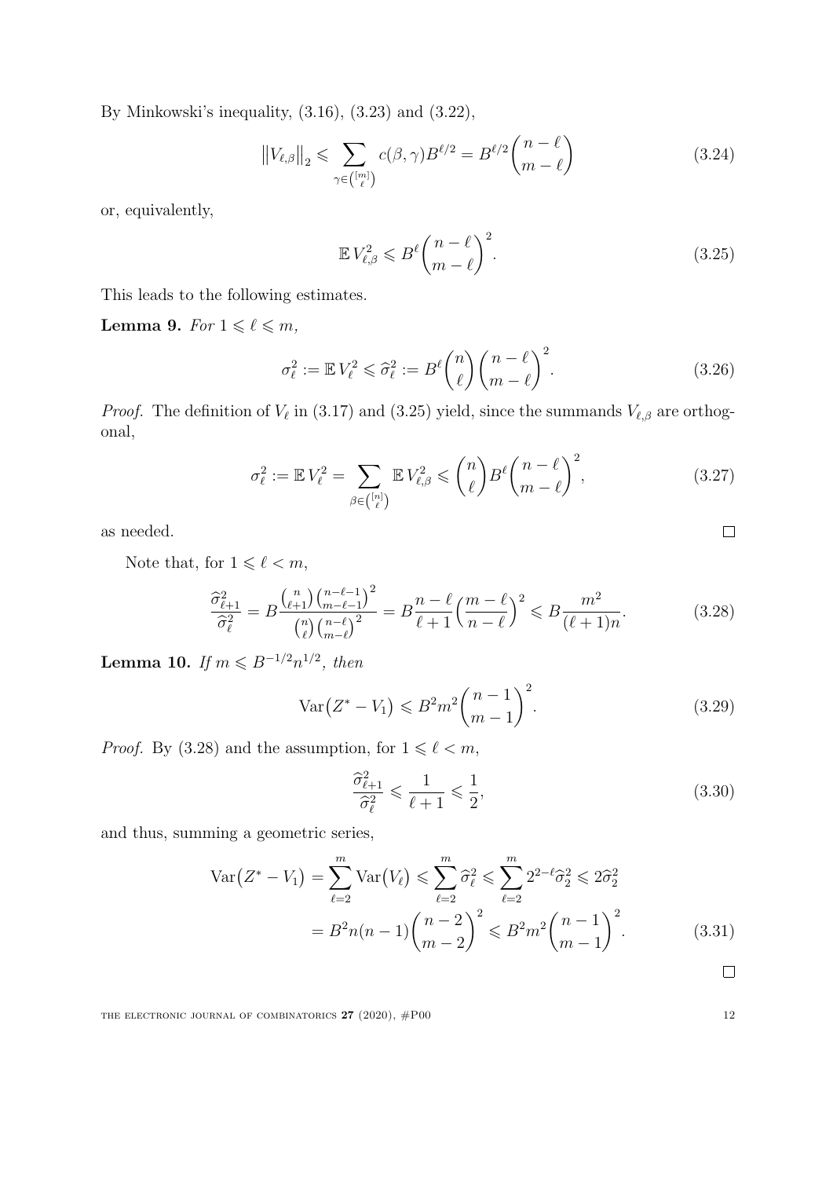By Minkowski's inequality, (3.16), (3.23) and (3.22),

$$\big\|V_{\ell,\beta}\big\|_2 \leqslant \sum_{\gamma\in\binom{[m]}{\ell}} c(\beta,\gamma) B^{\ell/2} = B^{\ell/2}\binom{n-\ell}{m-\ell} \tag{3.24}$$

or, equivalently,

$$\mathbb{E}\, V_{\ell,\beta}^2 \leqslant B^{\ell}\binom{n-\ell}{m-\ell}^2. \tag{3.25}$$

This leads to the following estimates.

**Lemma 9.** *For $1 \leqslant \ell \leqslant m$,*

$$\sigma_\ell^2 := \mathbb{E}\, V_\ell^2 \leqslant \widehat{\sigma}_\ell^2 := B^{\ell}\binom{n}{\ell}\binom{n-\ell}{m-\ell}^2. \tag{3.26}$$

*Proof.* The definition of $V_\ell$ in (3.17) and (3.25) yield, since the summands $V_{\ell,\beta}$ are orthogonal,

$$\sigma_\ell^2 := \mathbb{E}\, V_\ell^2 = \sum_{\beta\in\binom{[n]}{\ell}} \mathbb{E}\, V_{\ell,\beta}^2 \leqslant \binom{n}{\ell} B^{\ell}\binom{n-\ell}{m-\ell}^2, \tag{3.27}$$

as needed. $\square$

Note that, for $1 \leqslant \ell < m$,

$$\frac{\widehat{\sigma}_{\ell+1}^2}{\widehat{\sigma}_\ell^2} = B\frac{\binom{n}{\ell+1}\binom{n-\ell-1}{m-\ell-1}^2}{\binom{n}{\ell}\binom{n-\ell}{m-\ell}^2} = B\frac{n-\ell}{\ell+1}\Big(\frac{m-\ell}{n-\ell}\Big)^2 \leqslant B\frac{m^2}{(\ell+1)n}. \tag{3.28}$$

**Lemma 10.** *If $m \leqslant B^{-1/2}n^{1/2}$, then*

$$\operatorname{Var}\big(Z^* - V_1\big) \leqslant B^2 m^2\binom{n-1}{m-1}^2. \tag{3.29}$$

*Proof.* By (3.28) and the assumption, for $1 \leqslant \ell < m$,

$$\frac{\widehat{\sigma}_{\ell+1}^2}{\widehat{\sigma}_\ell^2} \leqslant \frac{1}{\ell+1} \leqslant \frac{1}{2}, \tag{3.30}$$

and thus, summing a geometric series,

$$\begin{aligned}\operatorname{Var}\big(Z^* - V_1\big) &= \sum_{\ell=2}^{m}\operatorname{Var}\big(V_\ell\big) \leqslant \sum_{\ell=2}^{m}\widehat{\sigma}_\ell^2 \leqslant \sum_{\ell=2}^{m} 2^{2-\ell}\widehat{\sigma}_2^2 \leqslant 2\widehat{\sigma}_2^2 \\ &= B^2 n(n-1)\binom{n-2}{m-2}^2 \leqslant B^2 m^2\binom{n-1}{m-1}^2.\end{aligned} \tag{3.31}$$

$\square$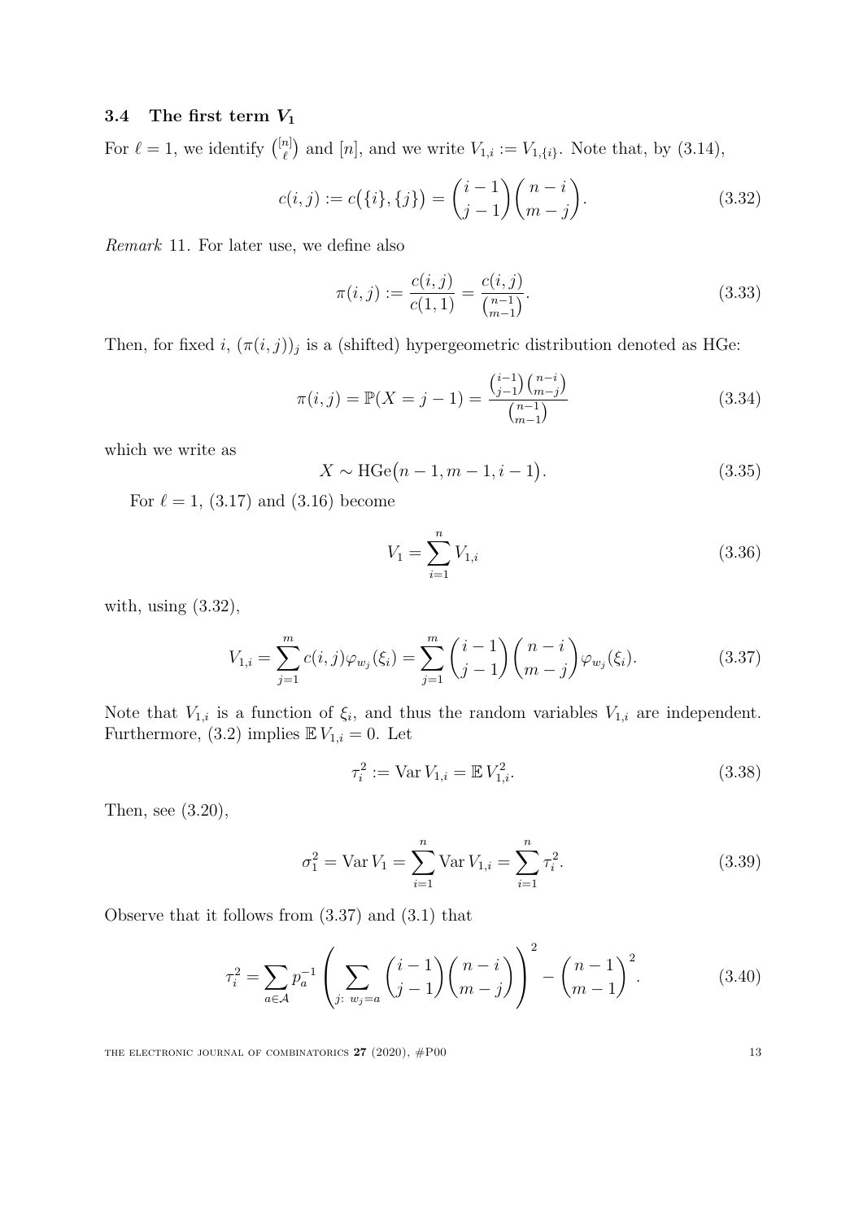### 3.4 The first term $V_1$

For $\ell = 1$, we identify $\binom{[n]}{\ell}$ and $[n]$, and we write $V_{1,i} := V_{1,\{i\}}$. Note that, by (3.14),

$$c(i,j) := c\bigl(\{i\},\{j\}\bigr) = \binom{i-1}{j-1}\binom{n-i}{m-j}. \tag{3.32}$$

*Remark* 11. For later use, we define also

$$\pi(i,j) := \frac{c(i,j)}{c(1,1)} = \frac{c(i,j)}{\binom{n-1}{m-1}}. \tag{3.33}$$

Then, for fixed $i$, $(\pi(i,j))_j$ is a (shifted) hypergeometric distribution denoted as HGe:

$$\pi(i,j) = \mathbb{P}(X = j-1) = \frac{\binom{i-1}{j-1}\binom{n-i}{m-j}}{\binom{n-1}{m-1}} \tag{3.34}$$

which we write as

$$X \sim \mathrm{HGe}\bigl(n-1, m-1, i-1\bigr). \tag{3.35}$$

For $\ell = 1$, (3.17) and (3.16) become

$$V_1 = \sum_{i=1}^{n} V_{1,i} \tag{3.36}$$

with, using (3.32),

$$V_{1,i} = \sum_{j=1}^{m} c(i,j)\varphi_{w_j}(\xi_i) = \sum_{j=1}^{m} \binom{i-1}{j-1}\binom{n-i}{m-j}\varphi_{w_j}(\xi_i). \tag{3.37}$$

Note that $V_{1,i}$ is a function of $\xi_i$, and thus the random variables $V_{1,i}$ are independent. Furthermore, (3.2) implies $\mathbb{E}\, V_{1,i} = 0$. Let

$$\tau_i^2 := \operatorname{Var} V_{1,i} = \mathbb{E}\, V_{1,i}^2. \tag{3.38}$$

Then, see (3.20),

$$\sigma_1^2 = \operatorname{Var} V_1 = \sum_{i=1}^{n} \operatorname{Var} V_{1,i} = \sum_{i=1}^{n} \tau_i^2. \tag{3.39}$$

Observe that it follows from (3.37) and (3.1) that

$$\tau_i^2 = \sum_{a\in\mathcal{A}} p_a^{-1} \left( \sum_{j:\ w_j = a} \binom{i-1}{j-1}\binom{n-i}{m-j} \right)^2 - \binom{n-1}{m-1}^2. \tag{3.40}$$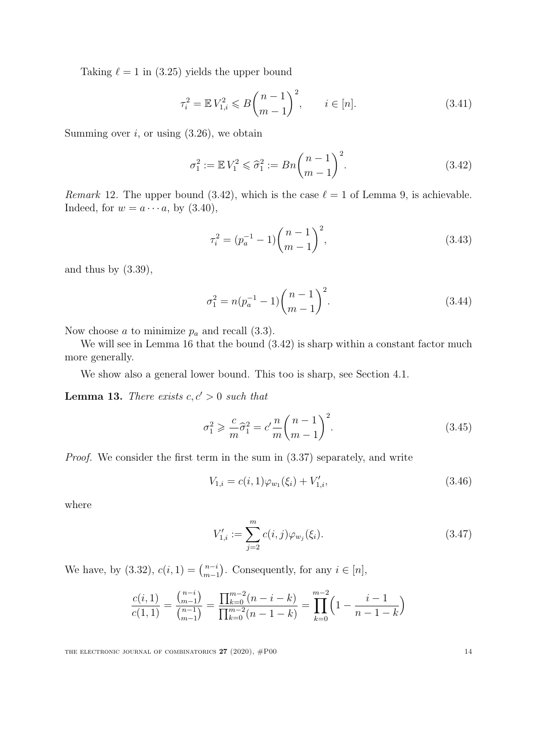Taking $\ell = 1$ in (3.25) yields the upper bound

$$\tau_i^2 = \mathbb{E}\, V_{1,i}^2 \leqslant B \binom{n-1}{m-1}^2, \qquad i \in [n]. \tag{3.41}$$

Summing over $i$, or using (3.26), we obtain

$$\sigma_1^2 := \mathbb{E}\, V_1^2 \leqslant \widehat{\sigma}_1^2 := Bn \binom{n-1}{m-1}^2. \tag{3.42}$$

*Remark* 12. The upper bound (3.42), which is the case $\ell = 1$ of Lemma 9, is achievable. Indeed, for $w = a \cdots a$, by (3.40),

$$\tau_i^2 = (p_a^{-1} - 1) \binom{n-1}{m-1}^2, \tag{3.43}$$

and thus by (3.39),

$$\sigma_1^2 = n(p_a^{-1} - 1) \binom{n-1}{m-1}^2. \tag{3.44}$$

Now choose $a$ to minimize $p_a$ and recall (3.3).

We will see in Lemma 16 that the bound (3.42) is sharp within a constant factor much more generally.

We show also a general lower bound. This too is sharp, see Section 4.1.

**Lemma 13.** *There exists $c, c' > 0$ such that*

$$\sigma_1^2 \geqslant \frac{c}{m} \widehat{\sigma}_1^2 = c' \frac{n}{m} \binom{n-1}{m-1}^2. \tag{3.45}$$

*Proof.* We consider the first term in the sum in (3.37) separately, and write

$$V_{1,i} = c(i,1)\varphi_{w_1}(\xi_i) + V_{1,i}', \tag{3.46}$$

where

$$V_{1,i}' := \sum_{j=2}^{m} c(i,j)\varphi_{w_j}(\xi_i). \tag{3.47}$$

We have, by (3.32), $c(i,1) = \binom{n-i}{m-1}$. Consequently, for any $i \in [n]$,

$$\frac{c(i,1)}{c(1,1)} = \frac{\binom{n-i}{m-1}}{\binom{n-1}{m-1}} = \frac{\prod_{k=0}^{m-2}(n-i-k)}{\prod_{k=0}^{m-2}(n-1-k)} = \prod_{k=0}^{m-2}\Bigl(1 - \frac{i-1}{n-1-k}\Bigr)$$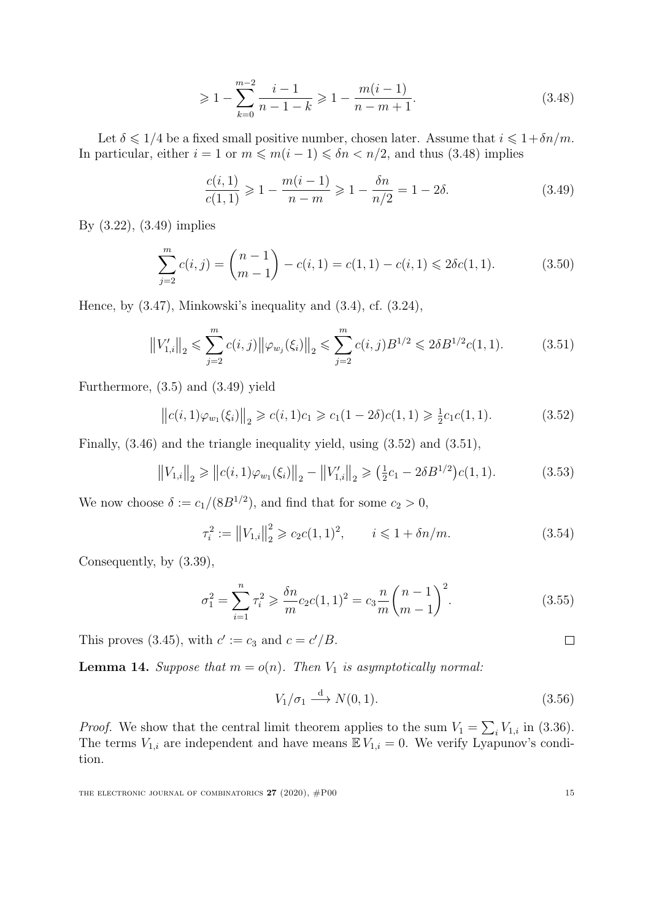$$\geqslant 1-\sum_{k=0}^{m-2}\frac{i-1}{n-1-k}\geqslant 1-\frac{m(i-1)}{n-m+1}. \tag{3.48}$$

Let $\delta\leqslant 1/4$ be a fixed small positive number, chosen later. Assume that $i\leqslant 1+\delta n/m$. In particular, either $i=1$ or $m\leqslant m(i-1)\leqslant \delta n<n/2$, and thus (3.48) implies

$$\frac{c(i,1)}{c(1,1)}\geqslant 1-\frac{m(i-1)}{n-m}\geqslant 1-\frac{\delta n}{n/2}=1-2\delta. \tag{3.49}$$

By (3.22), (3.49) implies

$$\sum_{j=2}^{m}c(i,j)=\binom{n-1}{m-1}-c(i,1)=c(1,1)-c(i,1)\leqslant 2\delta c(1,1). \tag{3.50}$$

Hence, by (3.47), Minkowski's inequality and (3.4), cf. (3.24),

$$\left\|V'_{1,i}\right\|_2\leqslant \sum_{j=2}^{m}c(i,j)\left\|\varphi_{w_j}(\xi_i)\right\|_2\leqslant \sum_{j=2}^{m}c(i,j)B^{1/2}\leqslant 2\delta B^{1/2}c(1,1). \tag{3.51}$$

Furthermore, (3.5) and (3.49) yield

$$\left\|c(i,1)\varphi_{w_1}(\xi_i)\right\|_2\geqslant c(i,1)c_1\geqslant c_1(1-2\delta)c(1,1)\geqslant \tfrac12 c_1c(1,1). \tag{3.52}$$

Finally, (3.46) and the triangle inequality yield, using (3.52) and (3.51),

$$\left\|V_{1,i}\right\|_2\geqslant \left\|c(i,1)\varphi_{w_1}(\xi_i)\right\|_2-\left\|V'_{1,i}\right\|_2\geqslant \bigl(\tfrac12 c_1-2\delta B^{1/2}\bigr)c(1,1). \tag{3.53}$$

We now choose $\delta:=c_1/(8B^{1/2})$, and find that for some $c_2>0$,

$$\tau_i^2:=\left\|V_{1,i}\right\|_2^2\geqslant c_2c(1,1)^2,\qquad i\leqslant 1+\delta n/m. \tag{3.54}$$

Consequently, by (3.39),

$$\sigma_1^2=\sum_{i=1}^{n}\tau_i^2\geqslant \frac{\delta n}{m}c_2c(1,1)^2=c_3\frac{n}{m}\binom{n-1}{m-1}^2. \tag{3.55}$$

This proves (3.45), with $c':=c_3$ and $c=c'/B$. ∎

**Lemma 14.** *Suppose that $m=o(n)$. Then $V_1$ is asymptotically normal:*

$$V_1/\sigma_1\xrightarrow{\ \mathrm{d}\ }N(0,1). \tag{3.56}$$

*Proof.* We show that the central limit theorem applies to the sum $V_1=\sum_i V_{1,i}$ in (3.36). The terms $V_{1,i}$ are independent and have means $\mathbb{E}\,V_{1,i}=0$. We verify Lyapunov's condition.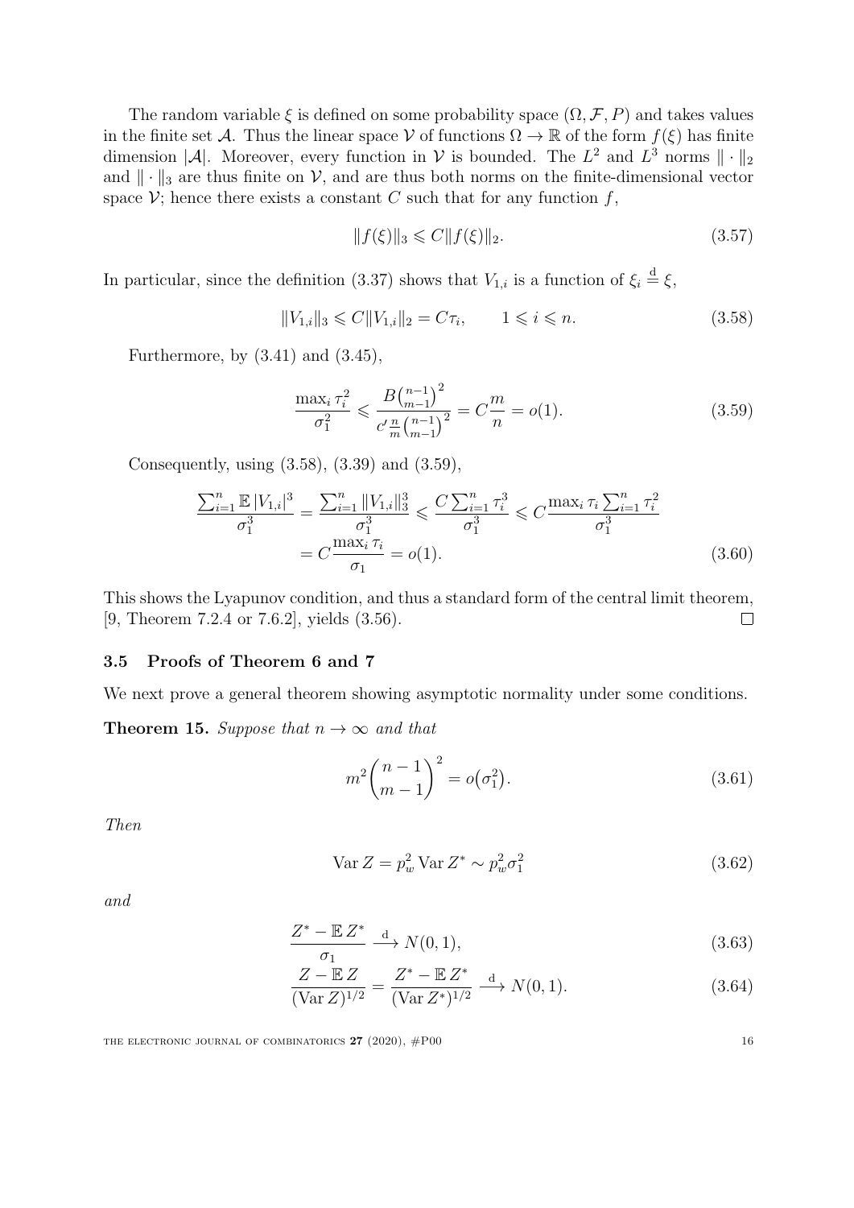The random variable $\xi$ is defined on some probability space $(\Omega, \mathcal{F}, P)$ and takes values in the finite set $\mathcal{A}$. Thus the linear space $\mathcal{V}$ of functions $\Omega \to \mathbb{R}$ of the form $f(\xi)$ has finite dimension $|\mathcal{A}|$. Moreover, every function in $\mathcal{V}$ is bounded. The $L^2$ and $L^3$ norms $\|\cdot\|_2$ and $\|\cdot\|_3$ are thus finite on $\mathcal{V}$, and are thus both norms on the finite-dimensional vector space $\mathcal{V}$; hence there exists a constant $C$ such that for any function $f$,

$$\|f(\xi)\|_3 \leqslant C\|f(\xi)\|_2. \tag{3.57}$$

In particular, since the definition (3.37) shows that $V_{1,i}$ is a function of $\xi_i \overset{\mathrm{d}}{=} \xi$,

$$\|V_{1,i}\|_3 \leqslant C\|V_{1,i}\|_2 = C\tau_i, \qquad 1 \leqslant i \leqslant n. \tag{3.58}$$

Furthermore, by (3.41) and (3.45),

$$\frac{\max_i \tau_i^2}{\sigma_1^2} \leqslant \frac{B\binom{n-1}{m-1}^2}{c'\frac{n}{m}\binom{n-1}{m-1}^2} = C\frac{m}{n} = o(1). \tag{3.59}$$

Consequently, using (3.58), (3.39) and (3.59),

$$\begin{aligned}\frac{\sum_{i=1}^n \mathbb{E}\,|V_{1,i}|^3}{\sigma_1^3} &= \frac{\sum_{i=1}^n \|V_{1,i}\|_3^3}{\sigma_1^3} \leqslant \frac{C\sum_{i=1}^n \tau_i^3}{\sigma_1^3} \leqslant C\frac{\max_i \tau_i \sum_{i=1}^n \tau_i^2}{\sigma_1^3} \\ &= C\frac{\max_i \tau_i}{\sigma_1} = o(1).\end{aligned} \tag{3.60}$$

This shows the Lyapunov condition, and thus a standard form of the central limit theorem, [9, Theorem 7.2.4 or 7.6.2], yields (3.56). $\square$

### 3.5 Proofs of Theorem 6 and 7

We next prove a general theorem showing asymptotic normality under some conditions.

**Theorem 15.** *Suppose that $n \to \infty$ and that*

$$m^2\binom{n-1}{m-1}^2 = o\big(\sigma_1^2\big). \tag{3.61}$$

*Then*

$$\operatorname{Var} Z = p_w^2 \operatorname{Var} Z^* \sim p_w^2 \sigma_1^2 \tag{3.62}$$

*and*

$$\frac{Z^* - \mathbb{E}\,Z^*}{\sigma_1} \overset{\mathrm{d}}{\longrightarrow} N(0,1), \tag{3.63}$$

$$\frac{Z - \mathbb{E}\,Z}{(\operatorname{Var} Z)^{1/2}} = \frac{Z^* - \mathbb{E}\,Z^*}{(\operatorname{Var} Z^*)^{1/2}} \overset{\mathrm{d}}{\longrightarrow} N(0,1). \tag{3.64}$$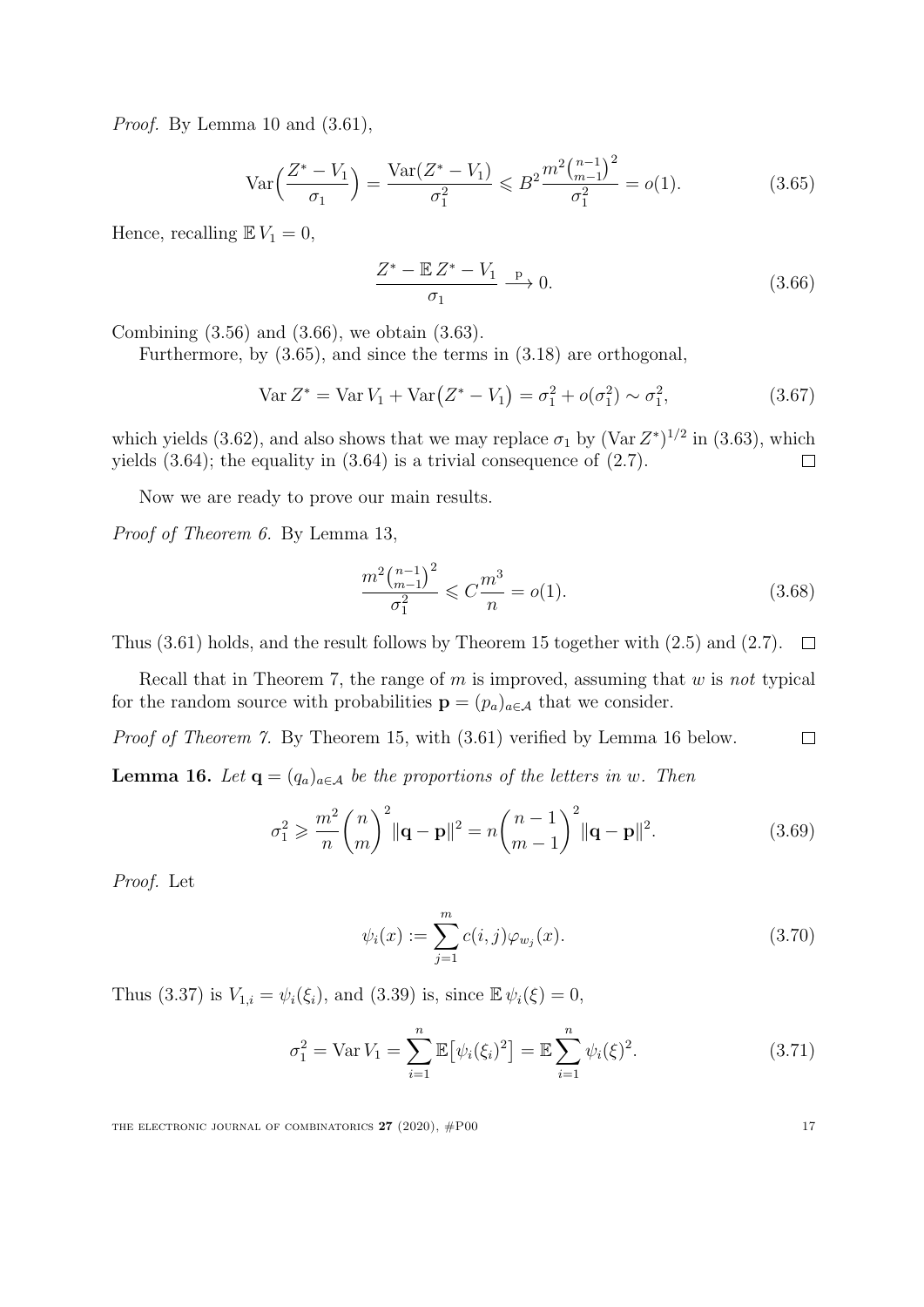*Proof.* By Lemma 10 and (3.61),

$$\operatorname{Var}\Bigl(\frac{Z^* - V_1}{\sigma_1}\Bigr) = \frac{\operatorname{Var}(Z^* - V_1)}{\sigma_1^2} \leqslant B^2 \frac{m^2\binom{n-1}{m-1}^2}{\sigma_1^2} = o(1). \tag{3.65}$$

Hence, recalling $\mathbb{E}\, V_1 = 0$,

$$\frac{Z^* - \mathbb{E}\, Z^* - V_1}{\sigma_1} \overset{\mathrm{p}}{\longrightarrow} 0. \tag{3.66}$$

Combining (3.56) and (3.66), we obtain (3.63).

Furthermore, by (3.65), and since the terms in (3.18) are orthogonal,

$$\operatorname{Var} Z^* = \operatorname{Var} V_1 + \operatorname{Var}\bigl(Z^* - V_1\bigr) = \sigma_1^2 + o(\sigma_1^2) \sim \sigma_1^2, \tag{3.67}$$

which yields (3.62), and also shows that we may replace $\sigma_1$ by $(\operatorname{Var} Z^*)^{1/2}$ in (3.63), which yields (3.64); the equality in (3.64) is a trivial consequence of (2.7). $\square$

Now we are ready to prove our main results.

*Proof of Theorem 6.* By Lemma 13,

$$\frac{m^2\binom{n-1}{m-1}^2}{\sigma_1^2} \leqslant C\frac{m^3}{n} = o(1). \tag{3.68}$$

Thus (3.61) holds, and the result follows by Theorem 15 together with (2.5) and (2.7). $\square$

Recall that in Theorem 7, the range of $m$ is improved, assuming that $w$ is *not* typical for the random source with probabilities $\mathbf{p} = (p_a)_{a\in\mathcal{A}}$ that we consider.

*Proof of Theorem 7.* By Theorem 15, with (3.61) verified by Lemma 16 below. $\square$

**Lemma 16.** *Let $\mathbf{q} = (q_a)_{a\in\mathcal{A}}$ be the proportions of the letters in $w$. Then*

$$\sigma_1^2 \geqslant \frac{m^2}{n}\binom{n}{m}^2 \|\mathbf{q} - \mathbf{p}\|^2 = n\binom{n-1}{m-1}^2 \|\mathbf{q} - \mathbf{p}\|^2. \tag{3.69}$$

*Proof.* Let

$$\psi_i(x) := \sum_{j=1}^{m} c(i,j)\varphi_{w_j}(x). \tag{3.70}$$

Thus (3.37) is $V_{1,i} = \psi_i(\xi_i)$, and (3.39) is, since $\mathbb{E}\,\psi_i(\xi) = 0$,

$$\sigma_1^2 = \operatorname{Var} V_1 = \sum_{i=1}^{n} \mathbb{E}\bigl[\psi_i(\xi_i)^2\bigr] = \mathbb{E}\sum_{i=1}^{n} \psi_i(\xi)^2. \tag{3.71}$$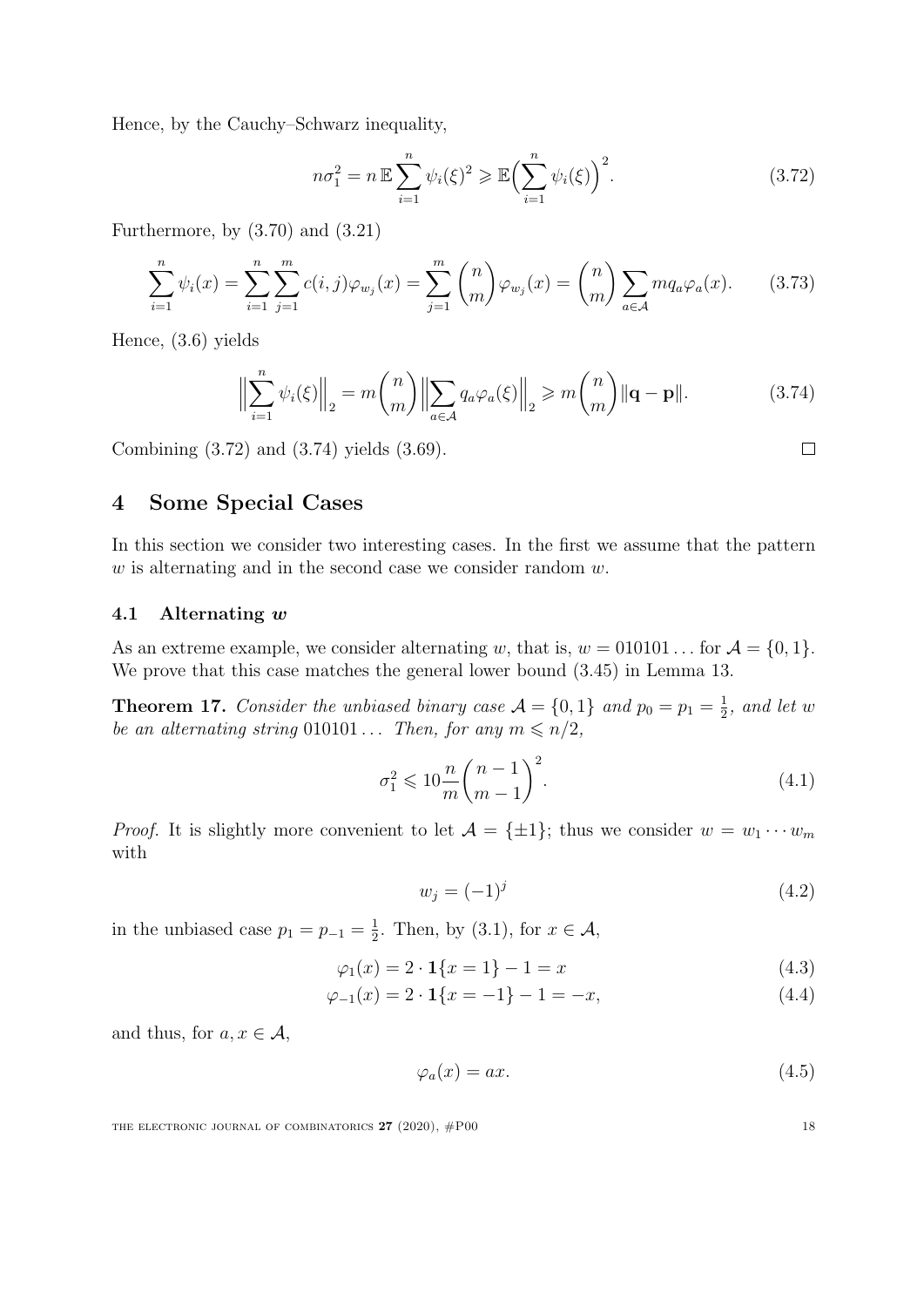Hence, by the Cauchy–Schwarz inequality,

$$n\sigma_1^2 = n\,\mathbb{E}\sum_{i=1}^{n}\psi_i(\xi)^2 \geqslant \mathbb{E}\Big(\sum_{i=1}^{n}\psi_i(\xi)\Big)^2. \tag{3.72}$$

Furthermore, by (3.70) and (3.21)

$$\sum_{i=1}^{n}\psi_i(x) = \sum_{i=1}^{n}\sum_{j=1}^{m}c(i,j)\varphi_{w_j}(x) = \sum_{j=1}^{m}\binom{n}{m}\varphi_{w_j}(x) = \binom{n}{m}\sum_{a\in\mathcal{A}}mq_a\varphi_a(x). \tag{3.73}$$

Hence, (3.6) yields

$$\Big\|\sum_{i=1}^{n}\psi_i(\xi)\Big\|_2 = m\binom{n}{m}\Big\|\sum_{a\in\mathcal{A}}q_a\varphi_a(\xi)\Big\|_2 \geqslant m\binom{n}{m}\|\mathbf{q}-\mathbf{p}\|. \tag{3.74}$$

Combining (3.72) and (3.74) yields (3.69). □

## 4 Some Special Cases

In this section we consider two interesting cases. In the first we assume that the pattern $w$ is alternating and in the second case we consider random $w$.

### 4.1 Alternating $w$

As an extreme example, we consider alternating $w$, that is, $w = 010101\ldots$ for $\mathcal{A} = \{0,1\}$. We prove that this case matches the general lower bound (3.45) in Lemma 13.

**Theorem 17.** *Consider the unbiased binary case $\mathcal{A} = \{0,1\}$ and $p_0 = p_1 = \frac{1}{2}$, and let $w$ be an alternating string $010101\ldots$ Then, for any $m \leqslant n/2$,*

$$\sigma_1^2 \leqslant 10\frac{n}{m}\binom{n-1}{m-1}^2. \tag{4.1}$$

*Proof.* It is slightly more convenient to let $\mathcal{A} = \{\pm1\}$; thus we consider $w = w_1\cdots w_m$ with

$$w_j = (-1)^j \tag{4.2}$$

in the unbiased case $p_1 = p_{-1} = \frac{1}{2}$. Then, by (3.1), for $x \in \mathcal{A}$,

$$\varphi_1(x) = 2\cdot\mathbf{1}\{x=1\} - 1 = x \tag{4.3}$$

$$\varphi_{-1}(x) = 2\cdot\mathbf{1}\{x=-1\} - 1 = -x, \tag{4.4}$$

and thus, for $a, x \in \mathcal{A}$,

$$\varphi_a(x) = ax. \tag{4.5}$$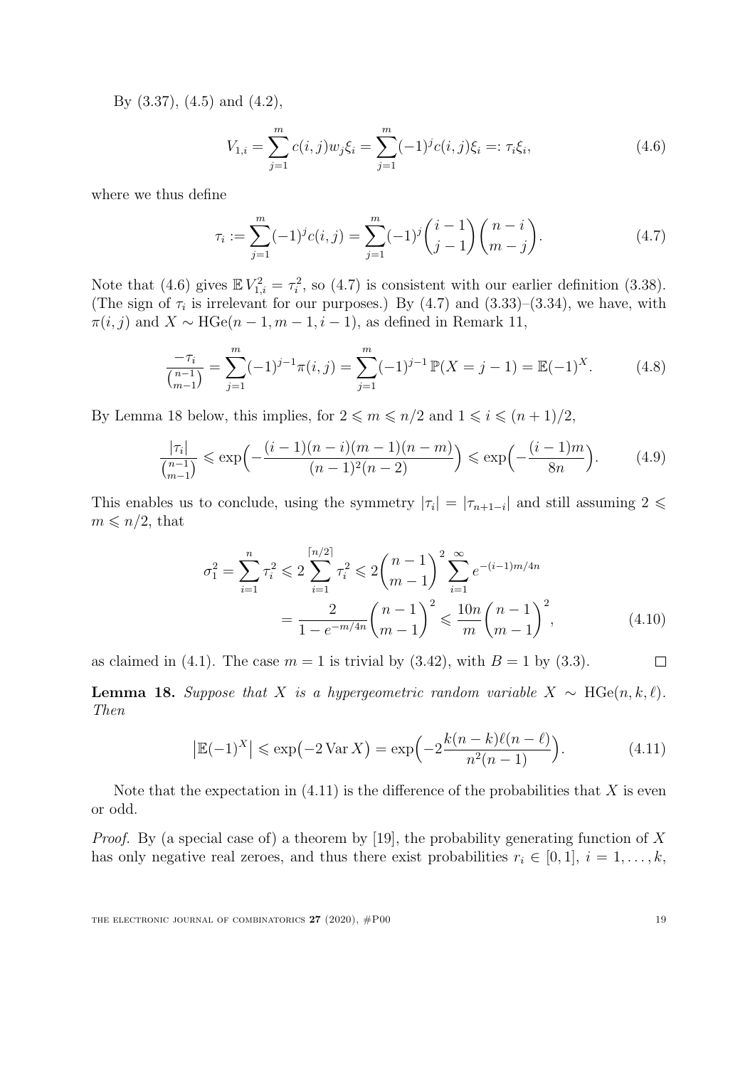By (3.37), (4.5) and (4.2),

$$V_{1,i} = \sum_{j=1}^{m} c(i,j) w_j \xi_i = \sum_{j=1}^{m} (-1)^j c(i,j) \xi_i =: \tau_i \xi_i, \tag{4.6}$$

where we thus define

$$\tau_i := \sum_{j=1}^{m} (-1)^j c(i,j) = \sum_{j=1}^{m} (-1)^j \binom{i-1}{j-1} \binom{n-i}{m-j}. \tag{4.7}$$

Note that (4.6) gives $\mathbb{E}\, V_{1,i}^2 = \tau_i^2$, so (4.7) is consistent with our earlier definition (3.38). (The sign of $\tau_i$ is irrelevant for our purposes.) By (4.7) and (3.33)–(3.34), we have, with $\pi(i,j)$ and $X \sim \mathrm{HGe}(n-1, m-1, i-1)$, as defined in Remark 11,

$$\frac{-\tau_i}{\binom{n-1}{m-1}} = \sum_{j=1}^{m} (-1)^{j-1} \pi(i,j) = \sum_{j=1}^{m} (-1)^{j-1} \mathbb{P}(X = j-1) = \mathbb{E}(-1)^X. \tag{4.8}$$

By Lemma 18 below, this implies, for $2 \leqslant m \leqslant n/2$ and $1 \leqslant i \leqslant (n+1)/2$,

$$\frac{|\tau_i|}{\binom{n-1}{m-1}} \leqslant \exp\Bigl(-\frac{(i-1)(n-i)(m-1)(n-m)}{(n-1)^2(n-2)}\Bigr) \leqslant \exp\Bigl(-\frac{(i-1)m}{8n}\Bigr). \tag{4.9}$$

This enables us to conclude, using the symmetry $|\tau_i| = |\tau_{n+1-i}|$ and still assuming $2 \leqslant m \leqslant n/2$, that

$$\begin{aligned} \sigma_1^2 = \sum_{i=1}^{n} \tau_i^2 \leqslant 2 \sum_{i=1}^{\lceil n/2 \rceil} \tau_i^2 \leqslant 2 \binom{n-1}{m-1}^2 \sum_{i=1}^{\infty} e^{-(i-1)m/4n} \\ = \frac{2}{1 - e^{-m/4n}} \binom{n-1}{m-1}^2 \leqslant \frac{10n}{m} \binom{n-1}{m-1}^2, \end{aligned} \tag{4.10}$$

as claimed in (4.1). The case $m = 1$ is trivial by (3.42), with $B = 1$ by (3.3). $\square$

**Lemma 18.** *Suppose that $X$ is a hypergeometric random variable $X \sim \mathrm{HGe}(n,k,\ell)$. Then*

$$\bigl|\mathbb{E}(-1)^X\bigr| \leqslant \exp\bigl(-2 \operatorname{Var} X\bigr) = \exp\Bigl(-2 \frac{k(n-k)\ell(n-\ell)}{n^2(n-1)}\Bigr). \tag{4.11}$$

Note that the expectation in (4.11) is the difference of the probabilities that $X$ is even or odd.

*Proof.* By (a special case of) a theorem by [19], the probability generating function of $X$ has only negative real zeroes, and thus there exist probabilities $r_i \in [0,1]$, $i = 1, \ldots, k$,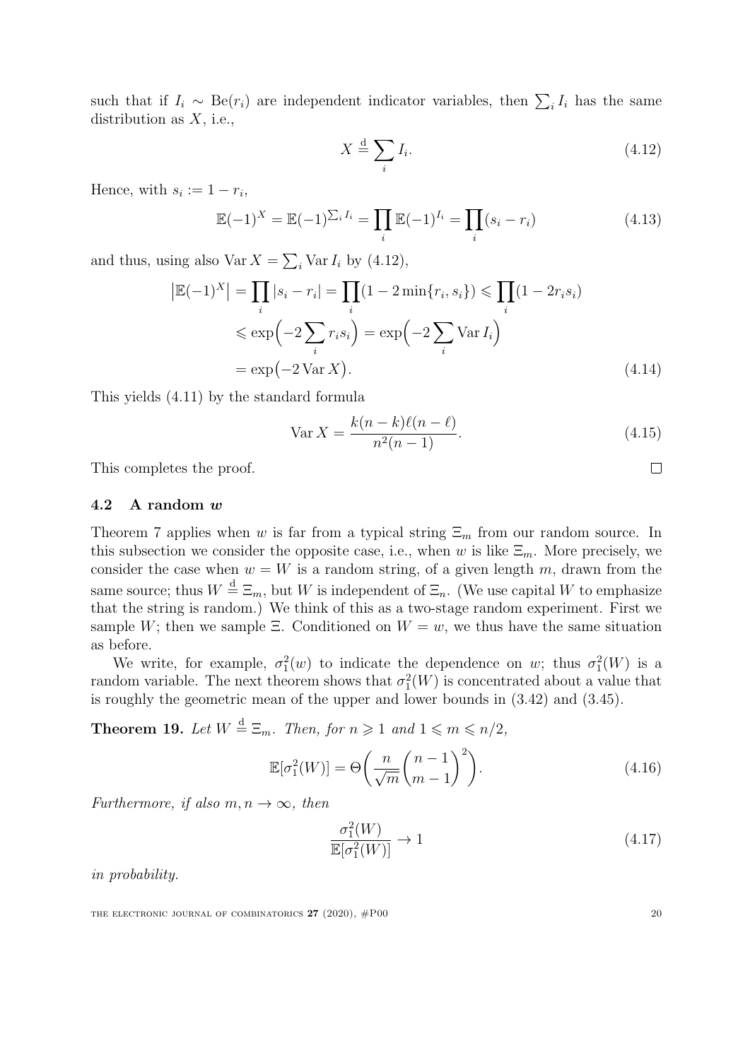such that if $I_i \sim \mathrm{Be}(r_i)$ are independent indicator variables, then $\sum_i I_i$ has the same distribution as $X$, i.e.,

$$X \overset{\mathrm{d}}{=} \sum_i I_i. \tag{4.12}$$

Hence, with $s_i := 1 - r_i$,

$$\mathbb{E}(-1)^X = \mathbb{E}(-1)^{\sum_i I_i} = \prod_i \mathbb{E}(-1)^{I_i} = \prod_i (s_i - r_i) \tag{4.13}$$

and thus, using also $\operatorname{Var} X = \sum_i \operatorname{Var} I_i$ by (4.12),

$$\begin{aligned}
\big|\mathbb{E}(-1)^X\big| &= \prod_i |s_i - r_i| = \prod_i (1 - 2\min\{r_i, s_i\}) \leqslant \prod_i (1 - 2r_i s_i) \\
&\leqslant \exp\Big(-2\sum_i r_i s_i\Big) = \exp\Big(-2\sum_i \operatorname{Var} I_i\Big) \\
&= \exp\big(-2\operatorname{Var} X\big).
\end{aligned} \tag{4.14}$$

This yields (4.11) by the standard formula

$$\operatorname{Var} X = \frac{k(n-k)\ell(n-\ell)}{n^2(n-1)}. \tag{4.15}$$

This completes the proof. □

### 4.2 A random $w$

Theorem 7 applies when $w$ is far from a typical string $\Xi_m$ from our random source. In this subsection we consider the opposite case, i.e., when $w$ is like $\Xi_m$. More precisely, we consider the case when $w = W$ is a random string, of a given length $m$, drawn from the same source; thus $W \overset{\mathrm{d}}{=} \Xi_m$, but $W$ is independent of $\Xi_n$. (We use capital $W$ to emphasize that the string is random.) We think of this as a two-stage random experiment. First we sample $W$; then we sample $\Xi$. Conditioned on $W = w$, we thus have the same situation as before.

We write, for example, $\sigma_1^2(w)$ to indicate the dependence on $w$; thus $\sigma_1^2(W)$ is a random variable. The next theorem shows that $\sigma_1^2(W)$ is concentrated about a value that is roughly the geometric mean of the upper and lower bounds in (3.42) and (3.45).

**Theorem 19.** *Let $W \overset{\mathrm{d}}{=} \Xi_m$. Then, for $n \geqslant 1$ and $1 \leqslant m \leqslant n/2$,*

$$\mathbb{E}[\sigma_1^2(W)] = \Theta\bigg(\frac{n}{\sqrt{m}}\binom{n-1}{m-1}^2\bigg). \tag{4.16}$$

*Furthermore, if also $m, n \to \infty$, then*

$$\frac{\sigma_1^2(W)}{\mathbb{E}[\sigma_1^2(W)]} \to 1 \tag{4.17}$$

*in probability.*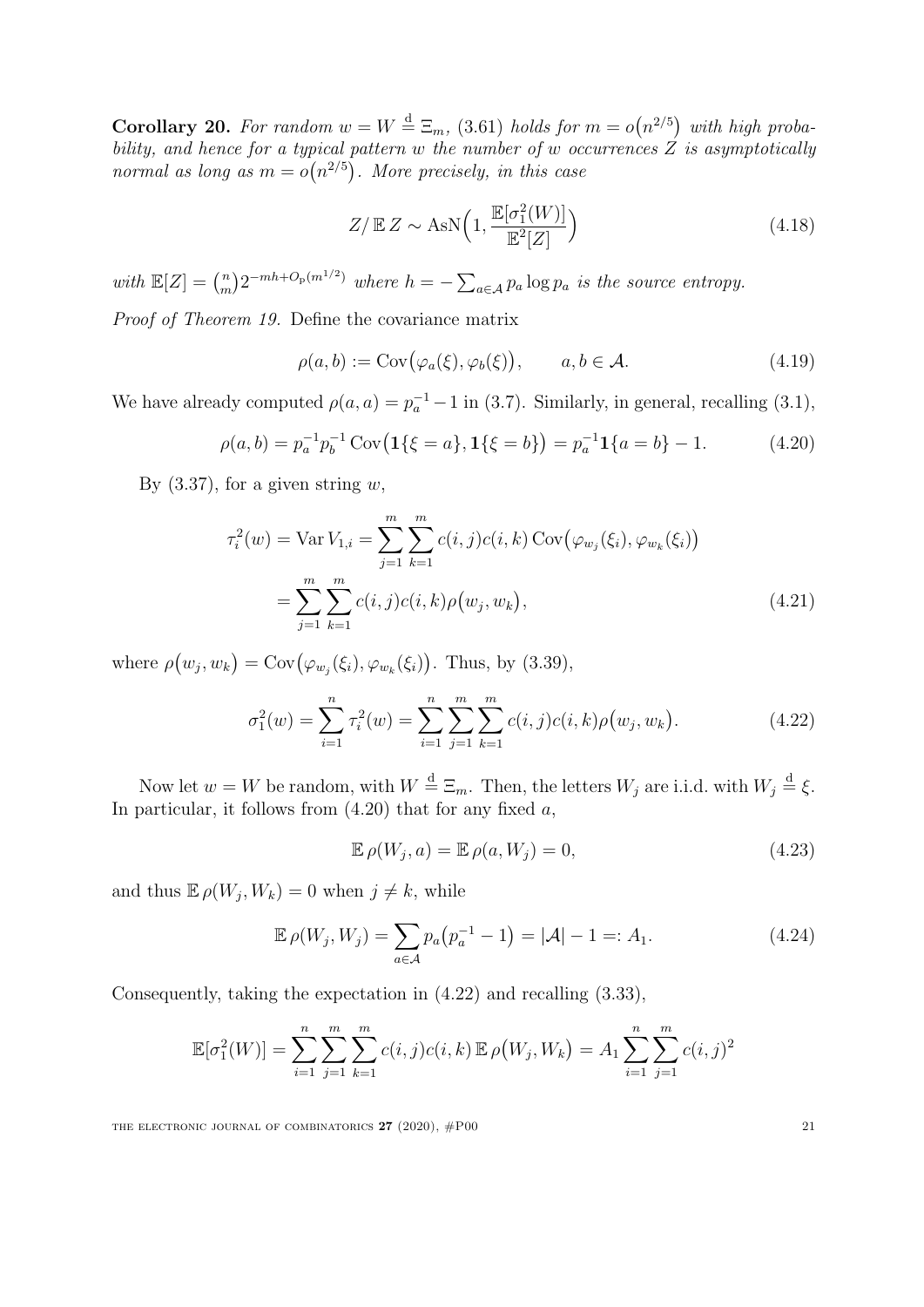**Corollary 20.** *For random $w = W \overset{\mathrm{d}}{=} \Xi_m$, (3.61) holds for $m = o(n^{2/5})$ with high probability, and hence for a typical pattern $w$ the number of $w$ occurrences $Z$ is asymptotically normal as long as $m = o(n^{2/5})$. More precisely, in this case*

$$Z/\,\mathbb{E}\,Z \sim \mathrm{AsN}\Big(1, \frac{\mathbb{E}[\sigma_1^2(W)]}{\mathbb{E}^2[Z]}\Big) \tag{4.18}$$

*with $\mathbb{E}[Z] = \binom{n}{m} 2^{-mh+O_{\mathrm{p}}(m^{1/2})}$ where $h = -\sum_{a\in\mathcal{A}} p_a \log p_a$ is the source entropy.*

*Proof of Theorem 19.* Define the covariance matrix

$$\rho(a,b) := \mathrm{Cov}\big(\varphi_a(\xi), \varphi_b(\xi)\big), \qquad a, b \in \mathcal{A}. \tag{4.19}$$

We have already computed $\rho(a,a) = p_a^{-1} - 1$ in (3.7). Similarly, in general, recalling (3.1),

$$\rho(a,b) = p_a^{-1} p_b^{-1} \,\mathrm{Cov}\big(\mathbf{1}\{\xi = a\}, \mathbf{1}\{\xi = b\}\big) = p_a^{-1}\mathbf{1}\{a = b\} - 1. \tag{4.20}$$

By (3.37), for a given string $w$,

$$\begin{aligned}
\tau_i^2(w) = \mathrm{Var}\, V_{1,i} &= \sum_{j=1}^{m}\sum_{k=1}^{m} c(i,j)c(i,k)\,\mathrm{Cov}\big(\varphi_{w_j}(\xi_i), \varphi_{w_k}(\xi_i)\big) \\
&= \sum_{j=1}^{m}\sum_{k=1}^{m} c(i,j)c(i,k)\rho\big(w_j, w_k\big),
\end{aligned} \tag{4.21}$$

where $\rho\big(w_j, w_k\big) = \mathrm{Cov}\big(\varphi_{w_j}(\xi_i), \varphi_{w_k}(\xi_i)\big)$. Thus, by (3.39),

$$\sigma_1^2(w) = \sum_{i=1}^{n} \tau_i^2(w) = \sum_{i=1}^{n}\sum_{j=1}^{m}\sum_{k=1}^{m} c(i,j)c(i,k)\rho\big(w_j, w_k\big). \tag{4.22}$$

Now let $w = W$ be random, with $W \overset{\mathrm{d}}{=} \Xi_m$. Then, the letters $W_j$ are i.i.d. with $W_j \overset{\mathrm{d}}{=} \xi$. In particular, it follows from (4.20) that for any fixed $a$,

$$\mathbb{E}\,\rho(W_j, a) = \mathbb{E}\,\rho(a, W_j) = 0, \tag{4.23}$$

and thus $\mathbb{E}\,\rho(W_j, W_k) = 0$ when $j \neq k$, while

$$\mathbb{E}\,\rho(W_j, W_j) = \sum_{a\in\mathcal{A}} p_a\big(p_a^{-1} - 1\big) = |\mathcal{A}| - 1 =: A_1. \tag{4.24}$$

Consequently, taking the expectation in (4.22) and recalling (3.33),

$$\mathbb{E}[\sigma_1^2(W)] = \sum_{i=1}^{n}\sum_{j=1}^{m}\sum_{k=1}^{m} c(i,j)c(i,k)\,\mathbb{E}\,\rho\big(W_j, W_k\big) = A_1 \sum_{i=1}^{n}\sum_{j=1}^{m} c(i,j)^2$$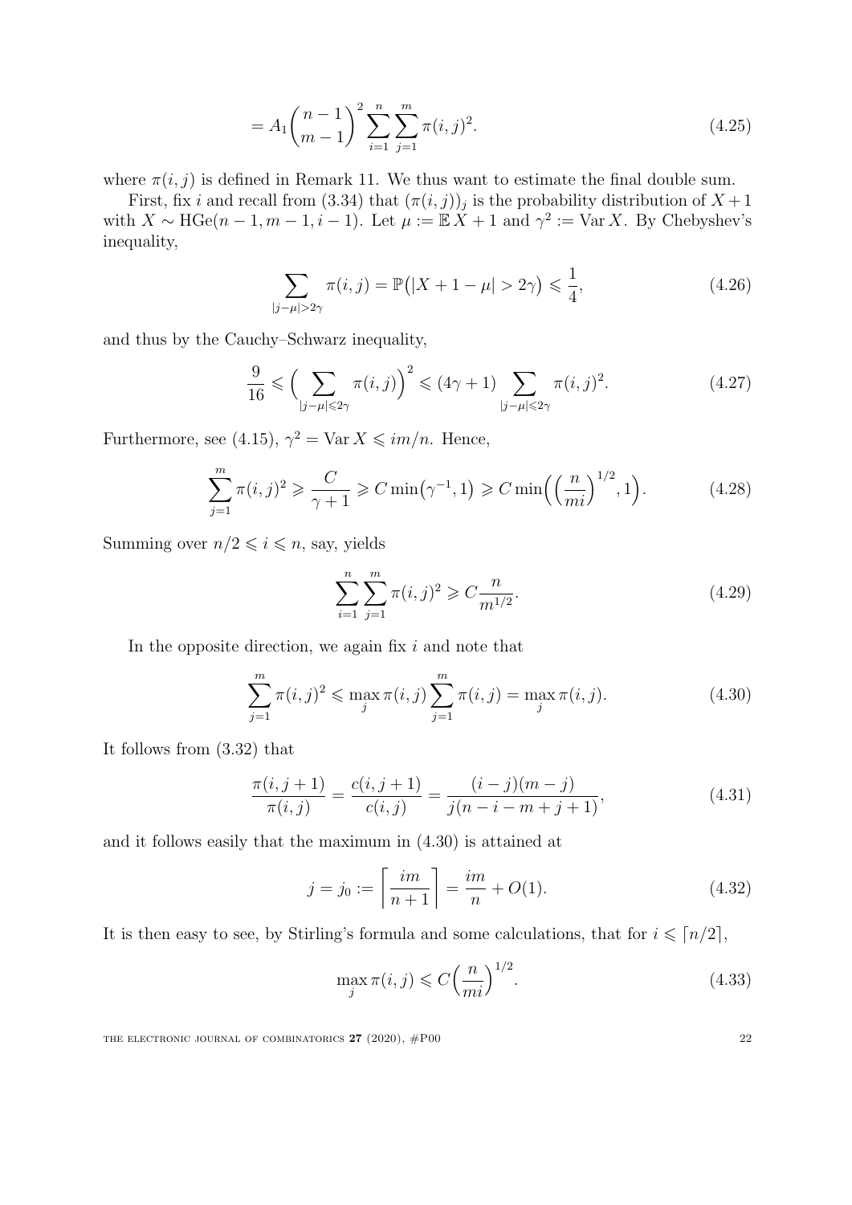$$= A_1 \binom{n-1}{m-1}^2 \sum_{i=1}^{n} \sum_{j=1}^{m} \pi(i,j)^2. \tag{4.25}$$

where $\pi(i,j)$ is defined in Remark 11. We thus want to estimate the final double sum.

First, fix $i$ and recall from (3.34) that $(\pi(i,j))_j$ is the probability distribution of $X+1$ with $X \sim \mathrm{HGe}(n-1, m-1, i-1)$. Let $\mu := \mathbb{E}\, X + 1$ and $\gamma^2 := \operatorname{Var} X$. By Chebyshev's inequality,

$$\sum_{|j-\mu|>2\gamma} \pi(i,j) = \mathbb{P}\big(|X+1-\mu| > 2\gamma\big) \leqslant \frac{1}{4}, \tag{4.26}$$

and thus by the Cauchy–Schwarz inequality,

$$\frac{9}{16} \leqslant \Big( \sum_{|j-\mu|\leqslant 2\gamma} \pi(i,j) \Big)^2 \leqslant (4\gamma+1) \sum_{|j-\mu|\leqslant 2\gamma} \pi(i,j)^2. \tag{4.27}$$

Furthermore, see (4.15), $\gamma^2 = \operatorname{Var} X \leqslant im/n$. Hence,

$$\sum_{j=1}^{m} \pi(i,j)^2 \geqslant \frac{C}{\gamma+1} \geqslant C \min\big(\gamma^{-1}, 1\big) \geqslant C \min\Big( \Big(\frac{n}{mi}\Big)^{1/2}, 1 \Big). \tag{4.28}$$

Summing over $n/2 \leqslant i \leqslant n$, say, yields

$$\sum_{i=1}^{n} \sum_{j=1}^{m} \pi(i,j)^2 \geqslant C \frac{n}{m^{1/2}}. \tag{4.29}$$

In the opposite direction, we again fix $i$ and note that

$$\sum_{j=1}^{m} \pi(i,j)^2 \leqslant \max_j \pi(i,j) \sum_{j=1}^{m} \pi(i,j) = \max_j \pi(i,j). \tag{4.30}$$

It follows from (3.32) that

$$\frac{\pi(i,j+1)}{\pi(i,j)} = \frac{c(i,j+1)}{c(i,j)} = \frac{(i-j)(m-j)}{j(n-i-m+j+1)}, \tag{4.31}$$

and it follows easily that the maximum in (4.30) is attained at

$$j = j_0 := \left\lceil \frac{im}{n+1} \right\rceil = \frac{im}{n} + O(1). \tag{4.32}$$

It is then easy to see, by Stirling's formula and some calculations, that for $i \leqslant \lceil n/2 \rceil$,

$$\max_j \pi(i,j) \leqslant C \Big( \frac{n}{mi} \Big)^{1/2}. \tag{4.33}$$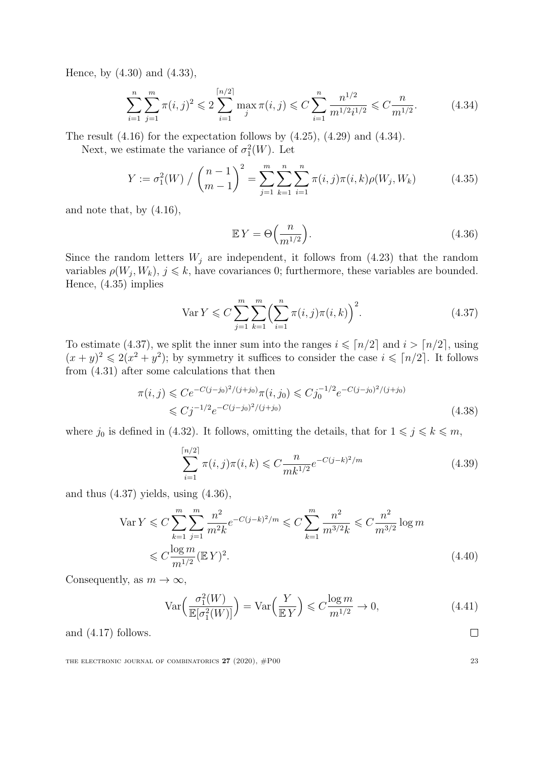Hence, by (4.30) and (4.33),

$$\sum_{i=1}^{n}\sum_{j=1}^{m}\pi(i,j)^2 \leqslant 2\sum_{i=1}^{\lceil n/2\rceil}\max_j \pi(i,j) \leqslant C\sum_{i=1}^{n}\frac{n^{1/2}}{m^{1/2}i^{1/2}} \leqslant C\frac{n}{m^{1/2}}. \tag{4.34}$$

The result (4.16) for the expectation follows by (4.25), (4.29) and (4.34).

Next, we estimate the variance of $\sigma_1^2(W)$. Let

$$Y := \sigma_1^2(W) \Big/ \binom{n-1}{m-1}^2 = \sum_{j=1}^{m}\sum_{k=1}^{n}\sum_{i=1}^{n}\pi(i,j)\pi(i,k)\rho(W_j,W_k) \tag{4.35}$$

and note that, by (4.16),

$$\mathbb{E}\,Y = \Theta\Big(\frac{n}{m^{1/2}}\Big). \tag{4.36}$$

Since the random letters $W_j$ are independent, it follows from (4.23) that the random variables $\rho(W_j,W_k)$, $j \leqslant k$, have covariances 0; furthermore, these variables are bounded. Hence, (4.35) implies

$$\operatorname{Var} Y \leqslant C\sum_{j=1}^{m}\sum_{k=1}^{m}\Big(\sum_{i=1}^{n}\pi(i,j)\pi(i,k)\Big)^2. \tag{4.37}$$

To estimate (4.37), we split the inner sum into the ranges $i \leqslant \lceil n/2\rceil$ and $i > \lceil n/2\rceil$, using $(x+y)^2 \leqslant 2(x^2+y^2)$; by symmetry it suffices to consider the case $i \leqslant \lceil n/2\rceil$. It follows from (4.31) after some calculations that then

$$\begin{aligned}\pi(i,j) &\leqslant Ce^{-C(j-j_0)^2/(j+j_0)}\pi(i,j_0) \leqslant Cj_0^{-1/2}e^{-C(j-j_0)^2/(j+j_0)}\\ &\leqslant Cj^{-1/2}e^{-C(j-j_0)^2/(j+j_0)}\end{aligned} \tag{4.38}$$

where $j_0$ is defined in (4.32). It follows, omitting the details, that for $1 \leqslant j \leqslant k \leqslant m$,

$$\sum_{i=1}^{\lceil n/2\rceil}\pi(i,j)\pi(i,k) \leqslant C\frac{n}{mk^{1/2}}e^{-C(j-k)^2/m} \tag{4.39}$$

and thus (4.37) yields, using (4.36),

$$\begin{aligned}\operatorname{Var} Y &\leqslant C\sum_{k=1}^{m}\sum_{j=1}^{m}\frac{n^2}{m^2k}e^{-C(j-k)^2/m} \leqslant C\sum_{k=1}^{m}\frac{n^2}{m^{3/2}k} \leqslant C\frac{n^2}{m^{3/2}}\log m\\ &\leqslant C\frac{\log m}{m^{1/2}}(\mathbb{E}\,Y)^2.\end{aligned} \tag{4.40}$$

Consequently, as $m \to \infty$,

$$\operatorname{Var}\Big(\frac{\sigma_1^2(W)}{\mathbb{E}[\sigma_1^2(W)]}\Big) = \operatorname{Var}\Big(\frac{Y}{\mathbb{E}\,Y}\Big) \leqslant C\frac{\log m}{m^{1/2}} \to 0, \tag{4.41}$$

and (4.17) follows. $\square$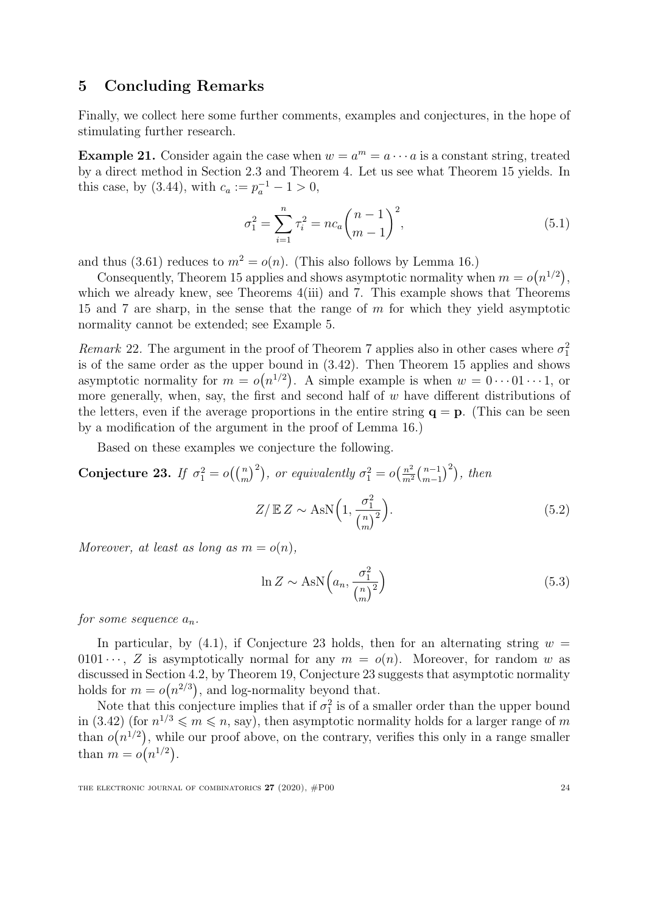## 5 Concluding Remarks

Finally, we collect here some further comments, examples and conjectures, in the hope of stimulating further research.

**Example 21.** Consider again the case when $w = a^m = a \cdots a$ is a constant string, treated by a direct method in Section 2.3 and Theorem 4. Let us see what Theorem 15 yields. In this case, by (3.44), with $c_a := p_a^{-1} - 1 > 0$,

$$\sigma_1^2 = \sum_{i=1}^{n} \tau_i^2 = nc_a \binom{n-1}{m-1}^2, \tag{5.1}$$

and thus (3.61) reduces to $m^2 = o(n)$. (This also follows by Lemma 16.)

Consequently, Theorem 15 applies and shows asymptotic normality when $m = o\bigl(n^{1/2}\bigr)$, which we already knew, see Theorems 4(iii) and 7. This example shows that Theorems 15 and 7 are sharp, in the sense that the range of $m$ for which they yield asymptotic normality cannot be extended; see Example 5.

*Remark* 22. The argument in the proof of Theorem 7 applies also in other cases where $\sigma_1^2$ is of the same order as the upper bound in (3.42). Then Theorem 15 applies and shows asymptotic normality for $m = o\bigl(n^{1/2}\bigr)$. A simple example is when $w = 0 \cdots 01 \cdots 1$, or more generally, when, say, the first and second half of $w$ have different distributions of the letters, even if the average proportions in the entire string $\mathbf{q} = \mathbf{p}$. (This can be seen by a modification of the argument in the proof of Lemma 16.)

Based on these examples we conjecture the following.

**Conjecture 23.** *If $\sigma_1^2 = o\bigl(\binom{n}{m}^2\bigr)$, or equivalently $\sigma_1^2 = o\bigl(\frac{n^2}{m^2}\binom{n-1}{m-1}^2\bigr)$, then*

$$Z/\operatorname{\mathbb{E}} Z \sim \operatorname{AsN}\Bigl(1, \frac{\sigma_1^2}{\binom{n}{m}^2}\Bigr). \tag{5.2}$$

*Moreover, at least as long as $m = o(n)$,*

$$\ln Z \sim \operatorname{AsN}\Bigl(a_n, \frac{\sigma_1^2}{\binom{n}{m}^2}\Bigr) \tag{5.3}$$

*for some sequence $a_n$.*

In particular, by (4.1), if Conjecture 23 holds, then for an alternating string $w = 0101\cdots$, $Z$ is asymptotically normal for any $m = o(n)$. Moreover, for random $w$ as discussed in Section 4.2, by Theorem 19, Conjecture 23 suggests that asymptotic normality holds for $m = o\bigl(n^{2/3}\bigr)$, and log-normality beyond that.

Note that this conjecture implies that if $\sigma_1^2$ is of a smaller order than the upper bound in (3.42) (for $n^{1/3} \leqslant m \leqslant n$, say), then asymptotic normality holds for a larger range of $m$ than $o\bigl(n^{1/2}\bigr)$, while our proof above, on the contrary, verifies this only in a range smaller than $m = o\bigl(n^{1/2}\bigr)$.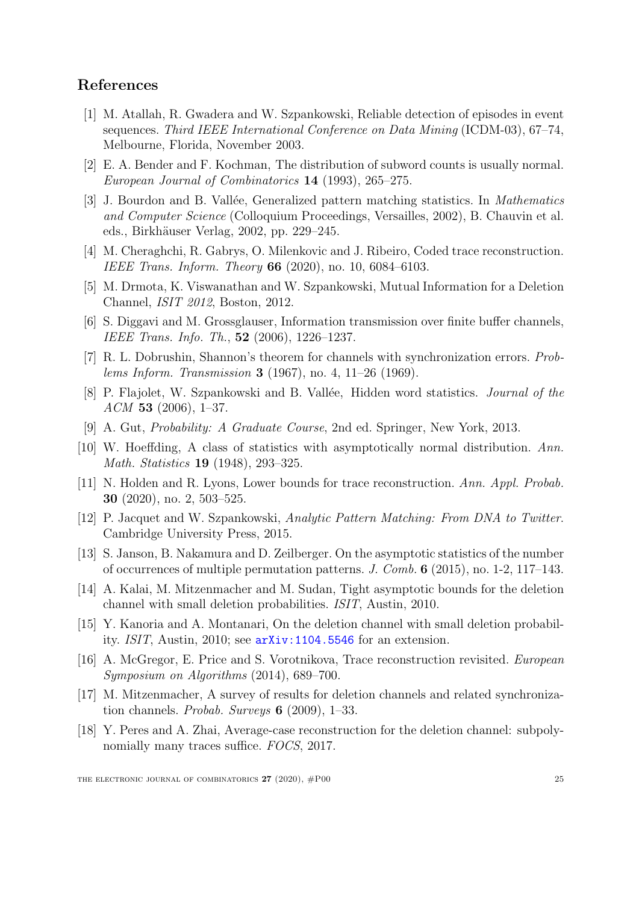## References

[1] M. Atallah, R. Gwadera and W. Szpankowski, Reliable detection of episodes in event sequences. *Third IEEE International Conference on Data Mining* (ICDM-03), 67–74, Melbourne, Florida, November 2003.

[2] E. A. Bender and F. Kochman, The distribution of subword counts is usually normal. *European Journal of Combinatorics* **14** (1993), 265–275.

[3] J. Bourdon and B. Vallée, Generalized pattern matching statistics. In *Mathematics and Computer Science* (Colloquium Proceedings, Versailles, 2002), B. Chauvin et al. eds., Birkhäuser Verlag, 2002, pp. 229–245.

[4] M. Cheraghchi, R. Gabrys, O. Milenkovic and J. Ribeiro, Coded trace reconstruction. *IEEE Trans. Inform. Theory* **66** (2020), no. 10, 6084–6103.

[5] M. Drmota, K. Viswanathan and W. Szpankowski, Mutual Information for a Deletion Channel, *ISIT 2012*, Boston, 2012.

[6] S. Diggavi and M. Grossglauser, Information transmission over finite buffer channels, *IEEE Trans. Info. Th.*, **52** (2006), 1226–1237.

[7] R. L. Dobrushin, Shannon's theorem for channels with synchronization errors. *Problems Inform. Transmission* **3** (1967), no. 4, 11–26 (1969).

[8] P. Flajolet, W. Szpankowski and B. Vallée, Hidden word statistics. *Journal of the ACM* **53** (2006), 1–37.

[9] A. Gut, *Probability: A Graduate Course*, 2nd ed. Springer, New York, 2013.

[10] W. Hoeffding, A class of statistics with asymptotically normal distribution. *Ann. Math. Statistics* **19** (1948), 293–325.

[11] N. Holden and R. Lyons, Lower bounds for trace reconstruction. *Ann. Appl. Probab.* **30** (2020), no. 2, 503–525.

[12] P. Jacquet and W. Szpankowski, *Analytic Pattern Matching: From DNA to Twitter*. Cambridge University Press, 2015.

[13] S. Janson, B. Nakamura and D. Zeilberger. On the asymptotic statistics of the number of occurrences of multiple permutation patterns. *J. Comb.* **6** (2015), no. 1-2, 117–143.

[14] A. Kalai, M. Mitzenmacher and M. Sudan, Tight asymptotic bounds for the deletion channel with small deletion probabilities. *ISIT*, Austin, 2010.

[15] Y. Kanoria and A. Montanari, On the deletion channel with small deletion probability. *ISIT*, Austin, 2010; see arXiv:1104.5546 for an extension.

[16] A. McGregor, E. Price and S. Vorotnikova, Trace reconstruction revisited. *European Symposium on Algorithms* (2014), 689–700.

[17] M. Mitzenmacher, A survey of results for deletion channels and related synchronization channels. *Probab. Surveys* **6** (2009), 1–33.

[18] Y. Peres and A. Zhai, Average-case reconstruction for the deletion channel: subpolynomially many traces suffice. *FOCS*, 2017.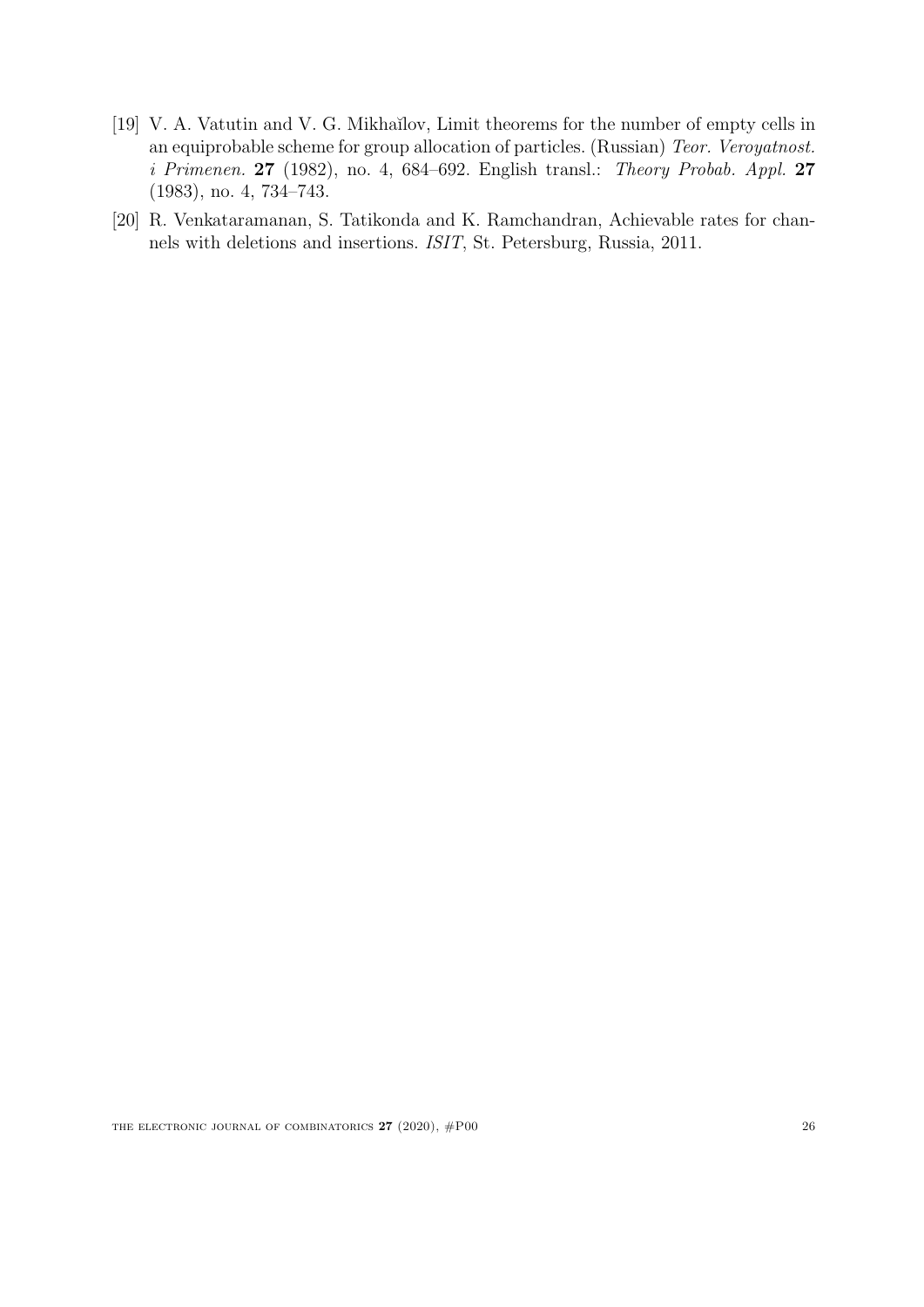[19] V. A. Vatutin and V. G. Mikhaĭlov, Limit theorems for the number of empty cells in an equiprobable scheme for group allocation of particles. (Russian) *Teor. Veroyatnost. i Primenen.* **27** (1982), no. 4, 684–692. English transl.: *Theory Probab. Appl.* **27** (1983), no. 4, 734–743.

[20] R. Venkataramanan, S. Tatikonda and K. Ramchandran, Achievable rates for channels with deletions and insertions. *ISIT*, St. Petersburg, Russia, 2011.